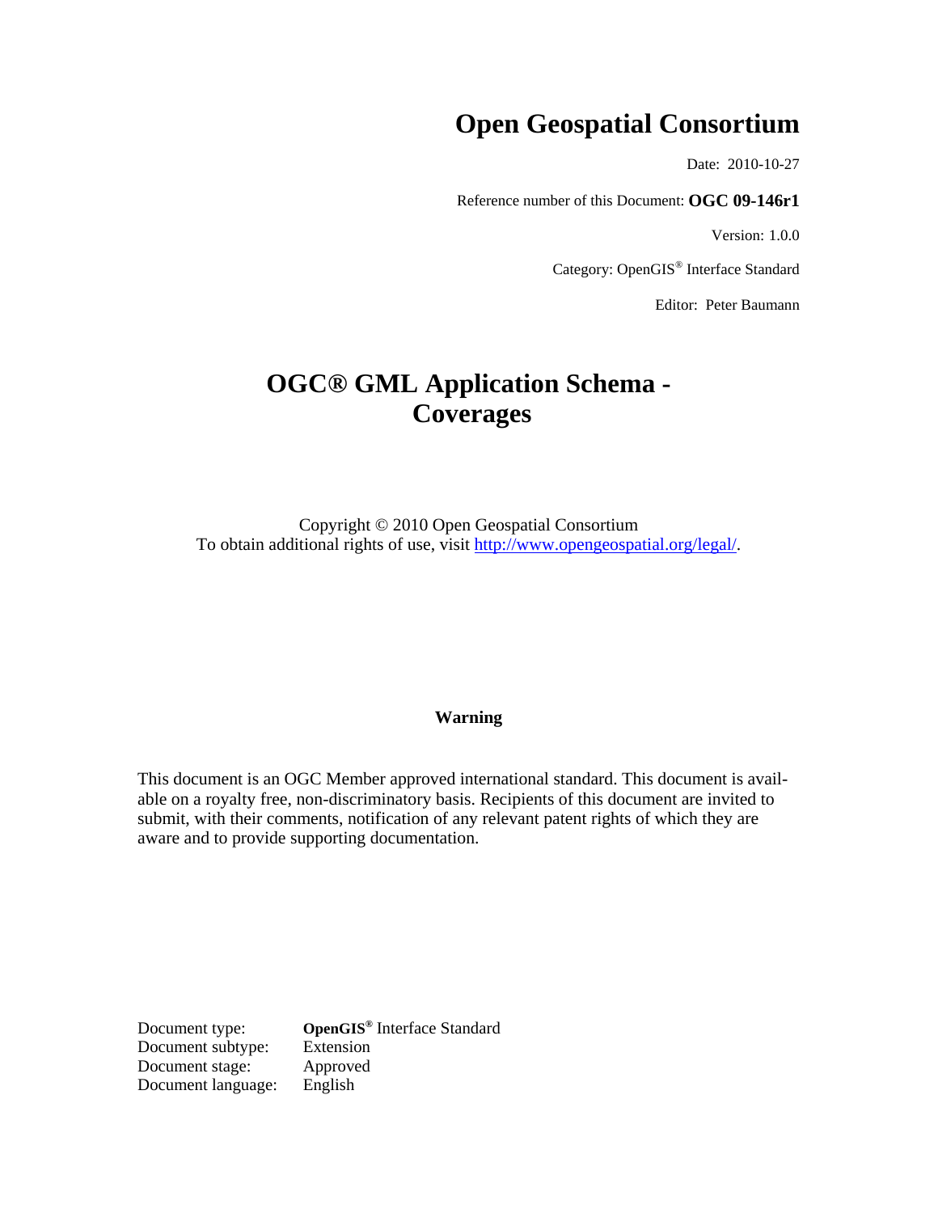# Open Geospatial Consortium

Date: 2010-10-27

Reference number of this Document: **OGC 09-146r1**

Version: 1.0.0

Category: OpenGIS® Interface Standard

Editor: Peter Baumann

# OGC® GML Application Schema - Coverages

Copyright © 2010 Open Geospatial Consortium
To obtain additional rights of use, visit http://www.opengeospatial.org/legal/.

**Warning**

This document is an OGC Member approved international standard. This document is available on a royalty free, non-discriminatory basis. Recipients of this document are invited to submit, with their comments, notification of any relevant patent rights of which they are aware and to provide supporting documentation.

| | |
|---|---|
| Document type: | **OpenGIS®** Interface Standard |
| Document subtype: | Extension |
| Document stage: | Approved |
| Document language: | English |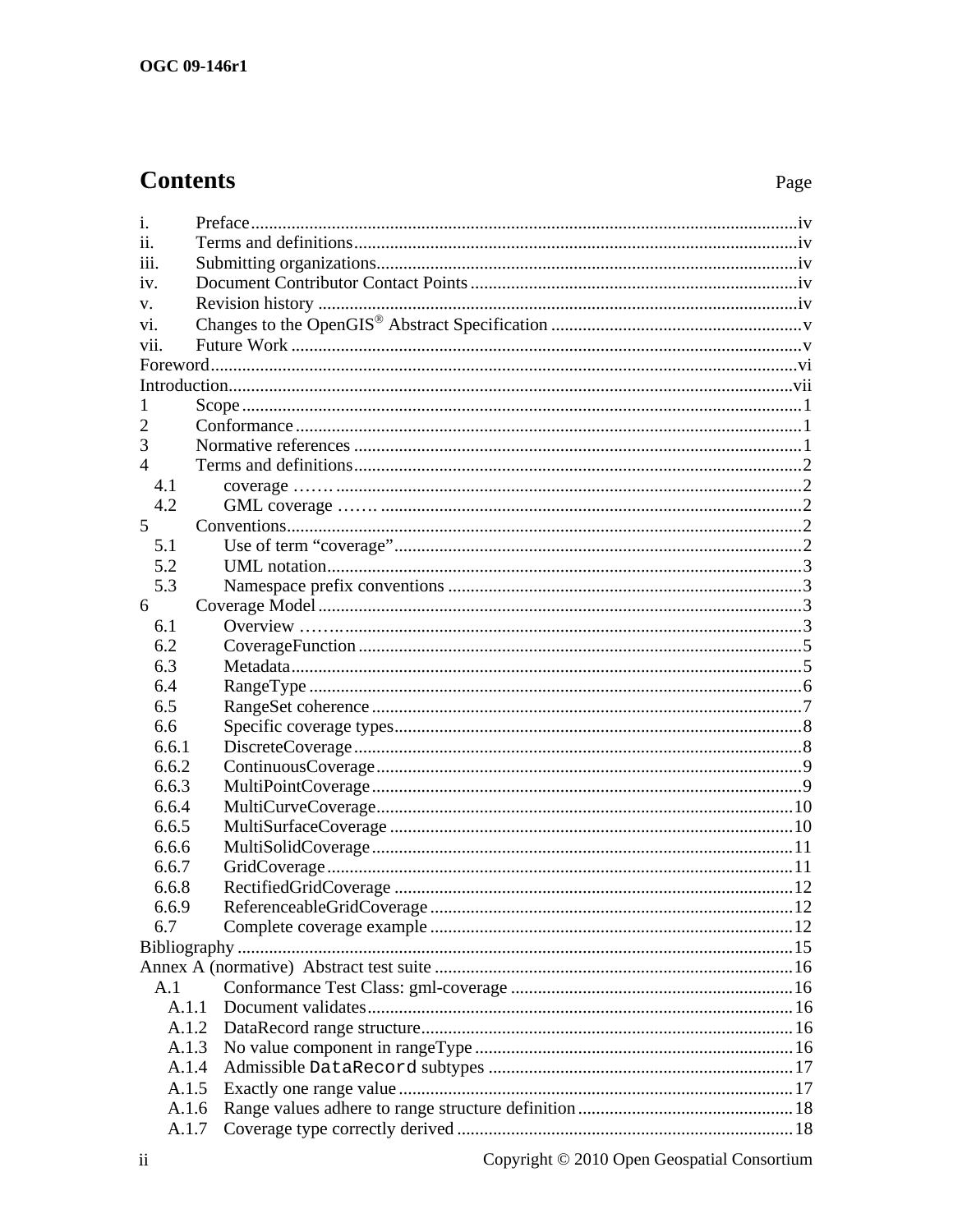# Contents

Page

| | | |
|---|---|---|
| i. | Preface | iv |
| ii. | Terms and definitions | iv |
| iii. | Submitting organizations | iv |
| iv. | Document Contributor Contact Points | iv |
| v. | Revision history | iv |
| vi. | Changes to the OpenGIS® Abstract Specification | v |
| vii. | Future Work | v |
| Foreword | | vi |
| Introduction | | vii |
| 1 | Scope | 1 |
| 2 | Conformance | 1 |
| 3 | Normative references | 1 |
| 4 | Terms and definitions | 2 |
| 4.1 | coverage ……. | 2 |
| 4.2 | GML coverage ……. | 2 |
| 5 | Conventions | 2 |
| 5.1 | Use of term "coverage" | 2 |
| 5.2 | UML notation | 3 |
| 5.3 | Namespace prefix conventions | 3 |
| 6 | Coverage Model | 3 |
| 6.1 | Overview ……. | 3 |
| 6.2 | CoverageFunction | 5 |
| 6.3 | Metadata | 5 |
| 6.4 | RangeType | 6 |
| 6.5 | RangeSet coherence | 7 |
| 6.6 | Specific coverage types | 8 |
| 6.6.1 | DiscreteCoverage | 8 |
| 6.6.2 | ContinuousCoverage | 9 |
| 6.6.3 | MultiPointCoverage | 9 |
| 6.6.4 | MultiCurveCoverage | 10 |
| 6.6.5 | MultiSurfaceCoverage | 10 |
| 6.6.6 | MultiSolidCoverage | 11 |
| 6.6.7 | GridCoverage | 11 |
| 6.6.8 | RectifiedGridCoverage | 12 |
| 6.6.9 | ReferenceableGridCoverage | 12 |
| 6.7 | Complete coverage example | 12 |
| Bibliography | | 15 |
| Annex A (normative) Abstract test suite | | 16 |
| A.1 | Conformance Test Class: gml-coverage | 16 |
| A.1.1 | Document validates | 16 |
| A.1.2 | DataRecord range structure | 16 |
| A.1.3 | No value component in rangeType | 16 |
| A.1.4 | Admissible `DataRecord` subtypes | 17 |
| A.1.5 | Exactly one range value | 17 |
| A.1.6 | Range values adhere to range structure definition | 18 |
| A.1.7 | Coverage type correctly derived | 18 |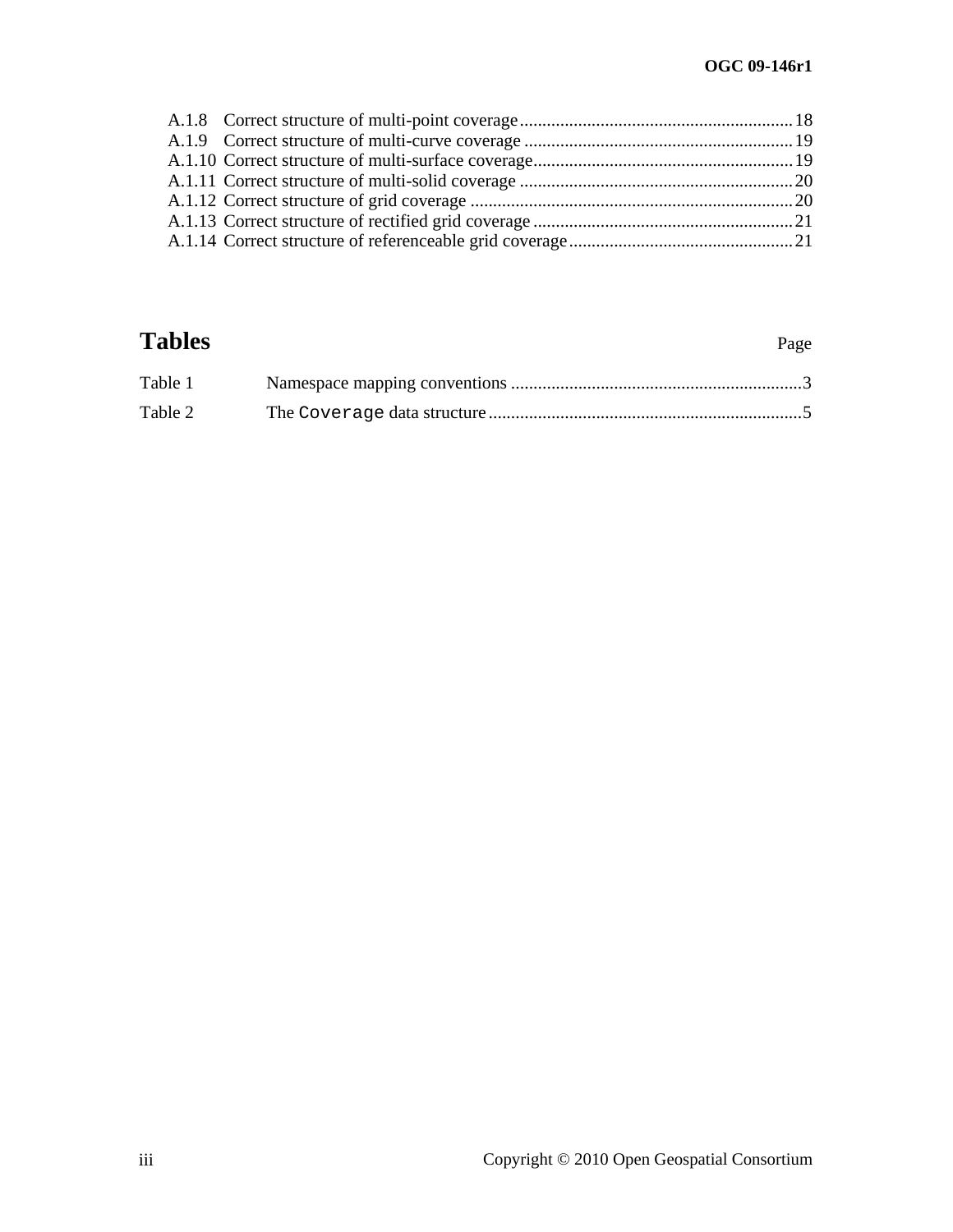A.1.8 Correct structure of multi-point coverage ............................................................ 18
A.1.9 Correct structure of multi-curve coverage ............................................................ 19
A.1.10 Correct structure of multi-surface coverage.......................................................... 19
A.1.11 Correct structure of multi-solid coverage ............................................................. 20
A.1.12 Correct structure of grid coverage ........................................................................ 20
A.1.13 Correct structure of rectified grid coverage .......................................................... 21
A.1.14 Correct structure of referenceable grid coverage .................................................. 21

# Tables Page

Table 1 Namespace mapping conventions ................................................................. 3
Table 2 The `Coverage` data structure ...................................................................... 5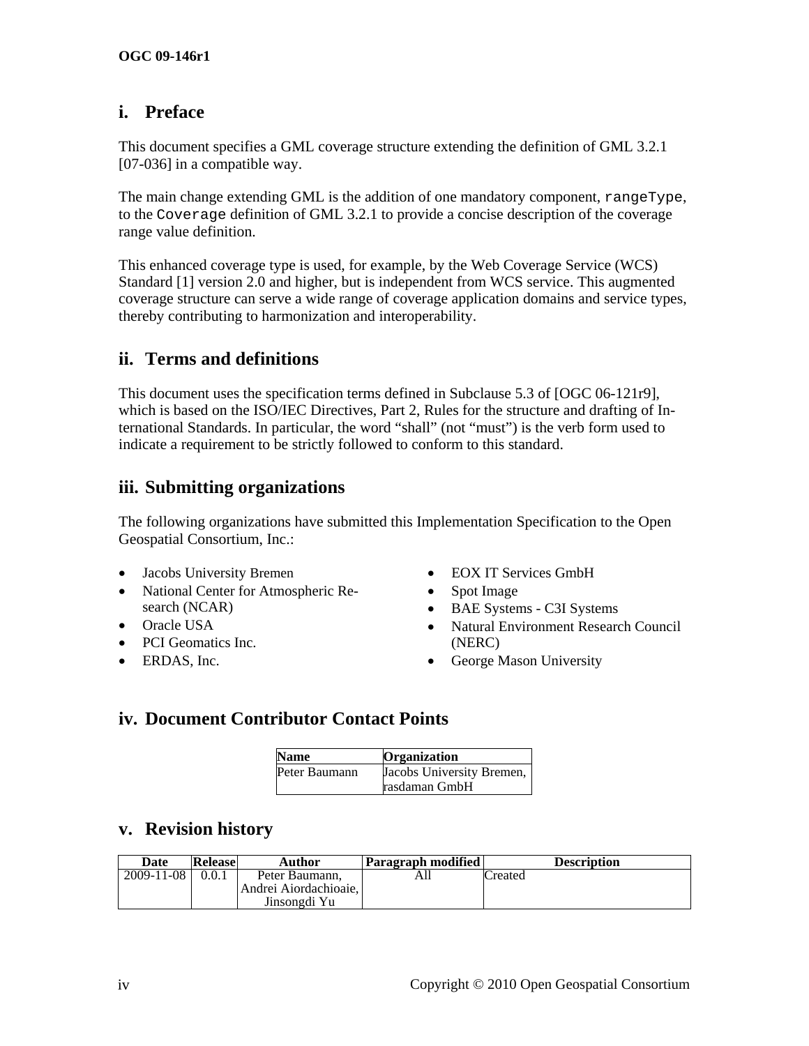## i. Preface

This document specifies a GML coverage structure extending the definition of GML 3.2.1 [07-036] in a compatible way.

The main change extending GML is the addition of one mandatory component, `rangeType`, to the `Coverage` definition of GML 3.2.1 to provide a concise description of the coverage range value definition.

This enhanced coverage type is used, for example, by the Web Coverage Service (WCS) Standard [1] version 2.0 and higher, but is independent from WCS service. This augmented coverage structure can serve a wide range of coverage application domains and service types, thereby contributing to harmonization and interoperability.

## ii. Terms and definitions

This document uses the specification terms defined in Subclause 5.3 of [OGC 06-121r9], which is based on the ISO/IEC Directives, Part 2, Rules for the structure and drafting of International Standards. In particular, the word "shall" (not "must") is the verb form used to indicate a requirement to be strictly followed to conform to this standard.

## iii. Submitting organizations

The following organizations have submitted this Implementation Specification to the Open Geospatial Consortium, Inc.:

- Jacobs University Bremen
- National Center for Atmospheric Research (NCAR)
- Oracle USA
- PCI Geomatics Inc.
- ERDAS, Inc.
- EOX IT Services GmbH
- Spot Image
- BAE Systems - C3I Systems
- Natural Environment Research Council (NERC)
- George Mason University

## iv. Document Contributor Contact Points

| Name | Organization |
|---|---|
| Peter Baumann | Jacobs University Bremen, rasdaman GmbH |

## v. Revision history

| Date | Release | Author | Paragraph modified | Description |
|---|---|---|---|---|
| 2009-11-08 | 0.0.1 | Peter Baumann, Andrei Aiordachioaie, Jinsongdi Yu | All | Created |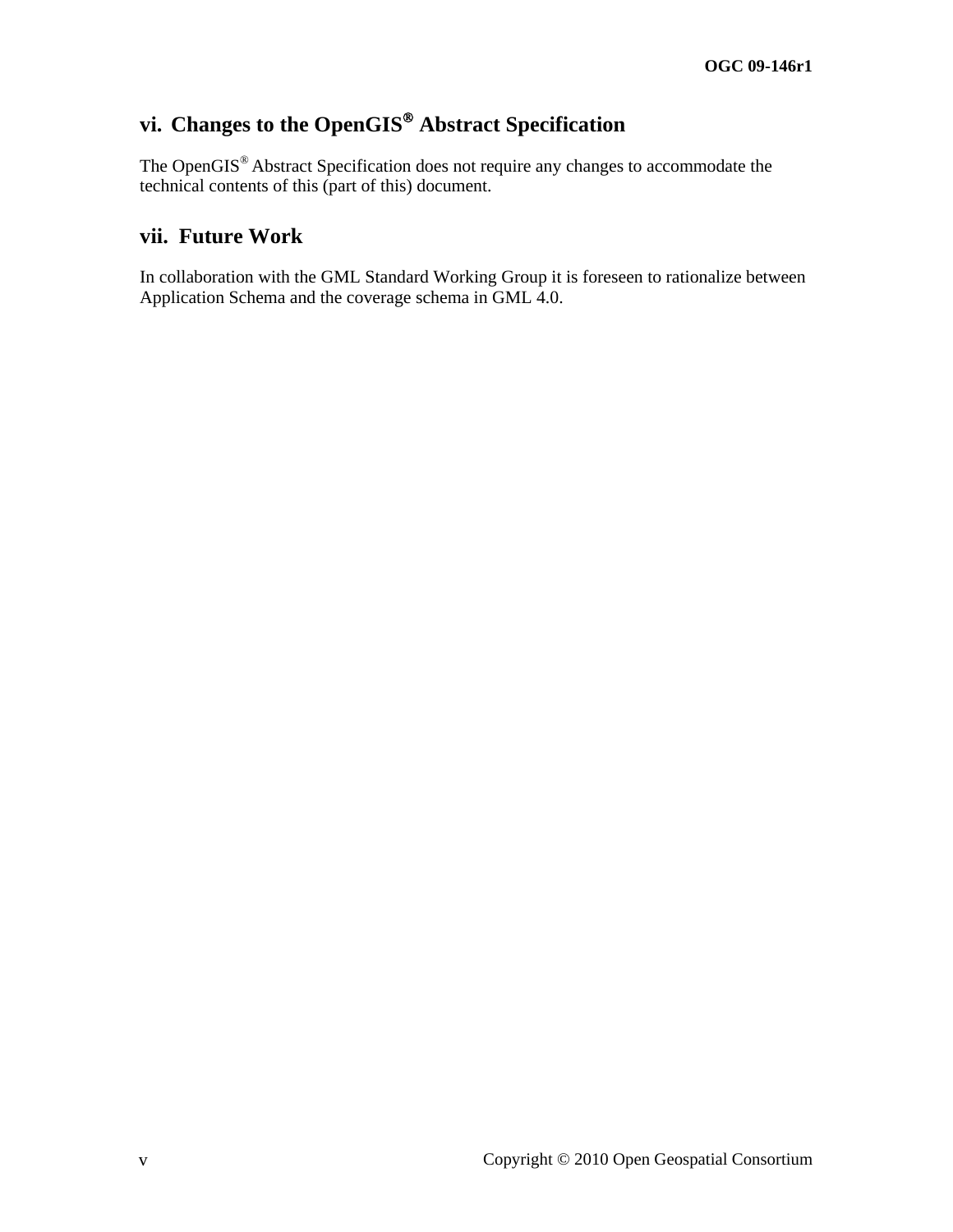## vi. Changes to the OpenGIS® Abstract Specification

The OpenGIS® Abstract Specification does not require any changes to accommodate the technical contents of this (part of this) document.

## vii. Future Work

In collaboration with the GML Standard Working Group it is foreseen to rationalize between Application Schema and the coverage schema in GML 4.0.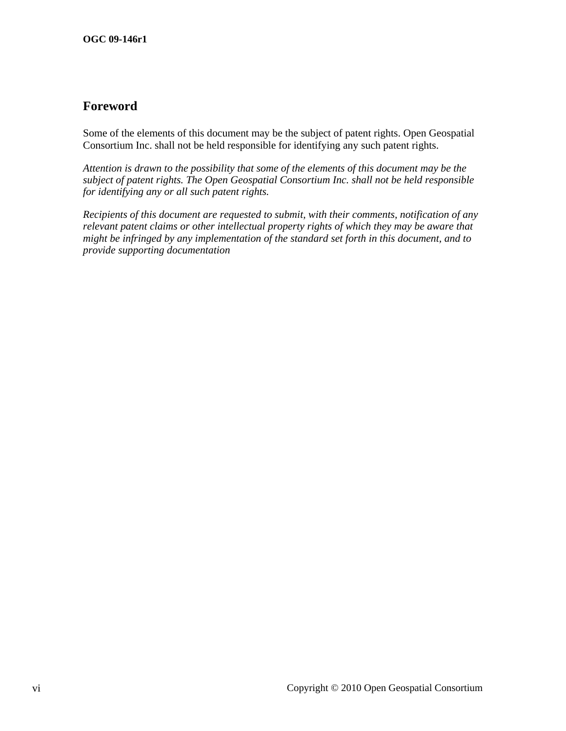## Foreword

Some of the elements of this document may be the subject of patent rights. Open Geospatial Consortium Inc. shall not be held responsible for identifying any such patent rights.

*Attention is drawn to the possibility that some of the elements of this document may be the subject of patent rights. The Open Geospatial Consortium Inc. shall not be held responsible for identifying any or all such patent rights.*

*Recipients of this document are requested to submit, with their comments, notification of any relevant patent claims or other intellectual property rights of which they may be aware that might be infringed by any implementation of the standard set forth in this document, and to provide supporting documentation*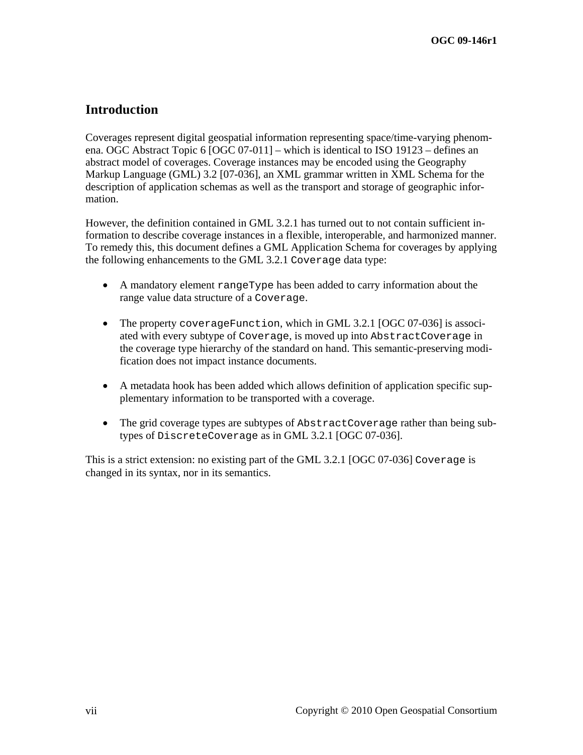# Introduction

Coverages represent digital geospatial information representing space/time-varying phenomena. OGC Abstract Topic 6 [OGC 07-011] – which is identical to ISO 19123 – defines an abstract model of coverages. Coverage instances may be encoded using the Geography Markup Language (GML) 3.2 [07-036], an XML grammar written in XML Schema for the description of application schemas as well as the transport and storage of geographic information.

However, the definition contained in GML 3.2.1 has turned out to not contain sufficient information to describe coverage instances in a flexible, interoperable, and harmonized manner. To remedy this, this document defines a GML Application Schema for coverages by applying the following enhancements to the GML 3.2.1 `Coverage` data type:

- A mandatory element `rangeType` has been added to carry information about the range value data structure of a `Coverage`.
- The property `coverageFunction`, which in GML 3.2.1 [OGC 07-036] is associated with every subtype of `Coverage`, is moved up into `AbstractCoverage` in the coverage type hierarchy of the standard on hand. This semantic-preserving modification does not impact instance documents.
- A metadata hook has been added which allows definition of application specific supplementary information to be transported with a coverage.
- The grid coverage types are subtypes of `AbstractCoverage` rather than being subtypes of `DiscreteCoverage` as in GML 3.2.1 [OGC 07-036].

This is a strict extension: no existing part of the GML 3.2.1 [OGC 07-036] `Coverage` is changed in its syntax, nor in its semantics.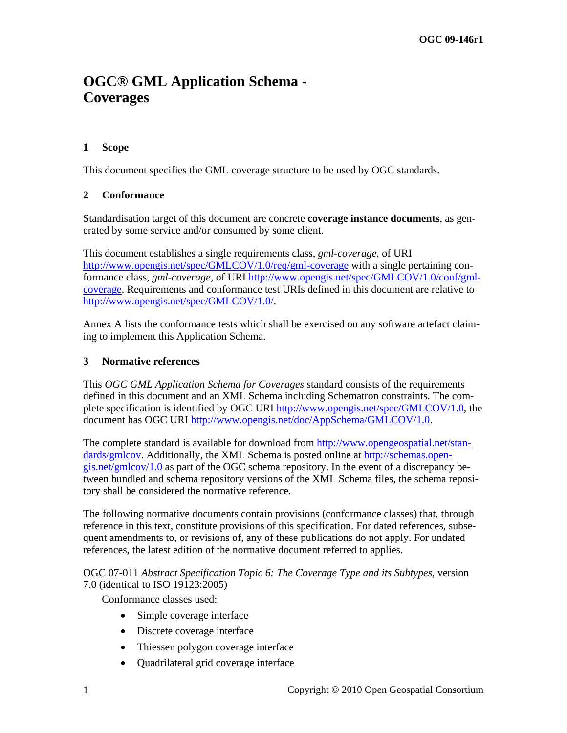# OGC® GML Application Schema - Coverages

## 1 Scope

This document specifies the GML coverage structure to be used by OGC standards.

## 2 Conformance

Standardisation target of this document are concrete **coverage instance documents**, as generated by some service and/or consumed by some client.

This document establishes a single requirements class, *gml-coverage*, of URI http://www.opengis.net/spec/GMLCOV/1.0/req/gml-coverage with a single pertaining conformance class, *gml-coverage*, of URI http://www.opengis.net/spec/GMLCOV/1.0/conf/gml-coverage. Requirements and conformance test URIs defined in this document are relative to http://www.opengis.net/spec/GMLCOV/1.0/.

Annex A lists the conformance tests which shall be exercised on any software artefact claiming to implement this Application Schema.

## 3 Normative references

This *OGC GML Application Schema for Coverages* standard consists of the requirements defined in this document and an XML Schema including Schematron constraints. The complete specification is identified by OGC URI http://www.opengis.net/spec/GMLCOV/1.0, the document has OGC URI http://www.opengis.net/doc/AppSchema/GMLCOV/1.0.

The complete standard is available for download from http://www.opengeospatial.net/standards/gmlcov. Additionally, the XML Schema is posted online at http://schemas.opengis.net/gmlcov/1.0 as part of the OGC schema repository. In the event of a discrepancy between bundled and schema repository versions of the XML Schema files, the schema repository shall be considered the normative reference.

The following normative documents contain provisions (conformance classes) that, through reference in this text, constitute provisions of this specification. For dated references, subsequent amendments to, or revisions of, any of these publications do not apply. For undated references, the latest edition of the normative document referred to applies.

OGC 07-011 *Abstract Specification Topic 6: The Coverage Type and its Subtypes*, version 7.0 (identical to ISO 19123:2005)

Conformance classes used:

- Simple coverage interface
- Discrete coverage interface
- Thiessen polygon coverage interface
- Quadrilateral grid coverage interface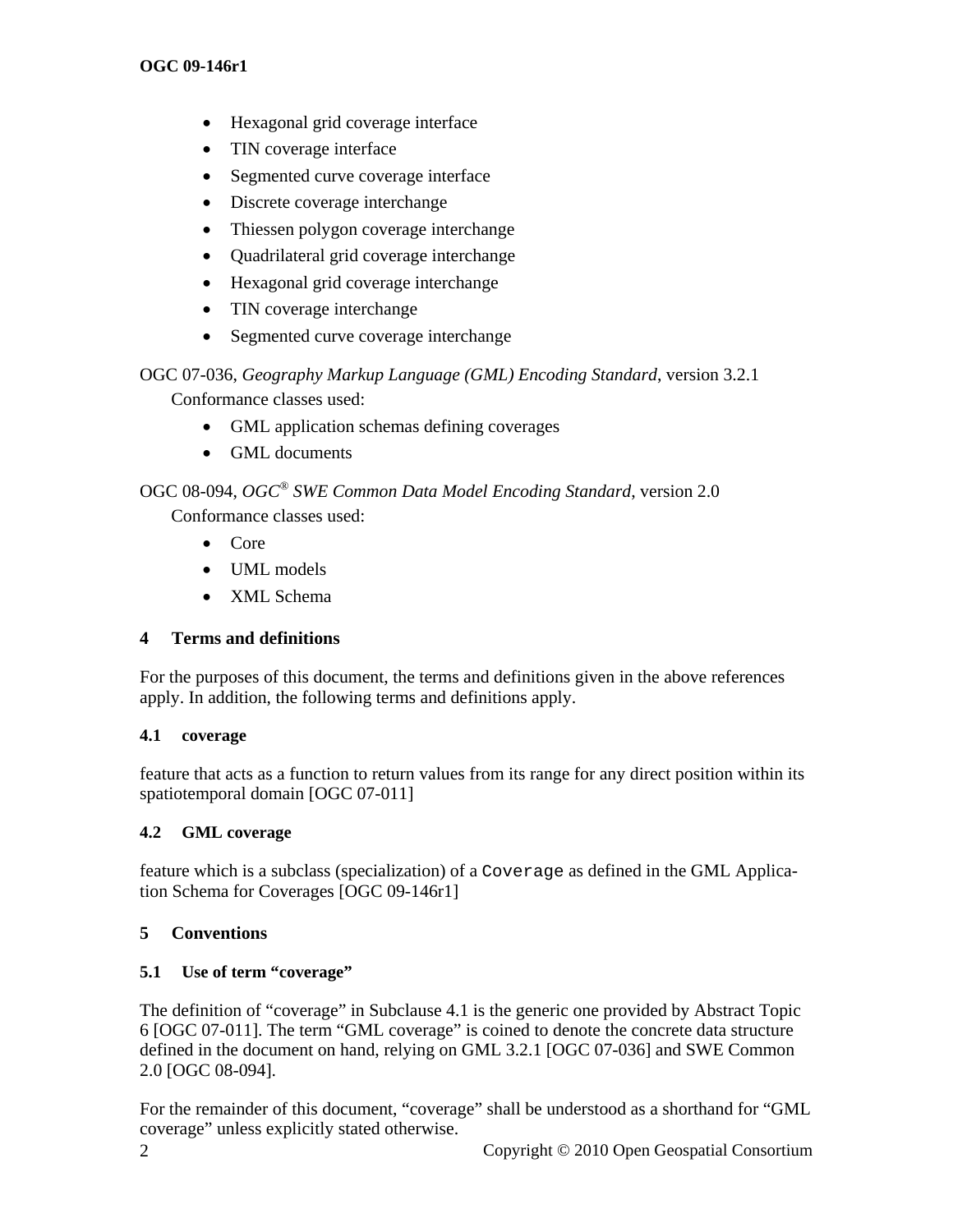- Hexagonal grid coverage interface
- TIN coverage interface
- Segmented curve coverage interface
- Discrete coverage interchange
- Thiessen polygon coverage interchange
- Quadrilateral grid coverage interchange
- Hexagonal grid coverage interchange
- TIN coverage interchange
- Segmented curve coverage interchange

OGC 07-036, *Geography Markup Language (GML) Encoding Standard*, version 3.2.1
Conformance classes used:

- GML application schemas defining coverages
- GML documents

OGC 08-094, *OGC® SWE Common Data Model Encoding Standard*, version 2.0
Conformance classes used:

- Core
- UML models
- XML Schema

## 4 Terms and definitions

For the purposes of this document, the terms and definitions given in the above references apply. In addition, the following terms and definitions apply.

### 4.1 coverage

feature that acts as a function to return values from its range for any direct position within its spatiotemporal domain [OGC 07-011]

### 4.2 GML coverage

feature which is a subclass (specialization) of a `Coverage` as defined in the GML Application Schema for Coverages [OGC 09-146r1]

## 5 Conventions

### 5.1 Use of term "coverage"

The definition of "coverage" in Subclause 4.1 is the generic one provided by Abstract Topic 6 [OGC 07-011]. The term "GML coverage" is coined to denote the concrete data structure defined in the document on hand, relying on GML 3.2.1 [OGC 07-036] and SWE Common 2.0 [OGC 08-094].

For the remainder of this document, "coverage" shall be understood as a shorthand for "GML coverage" unless explicitly stated otherwise.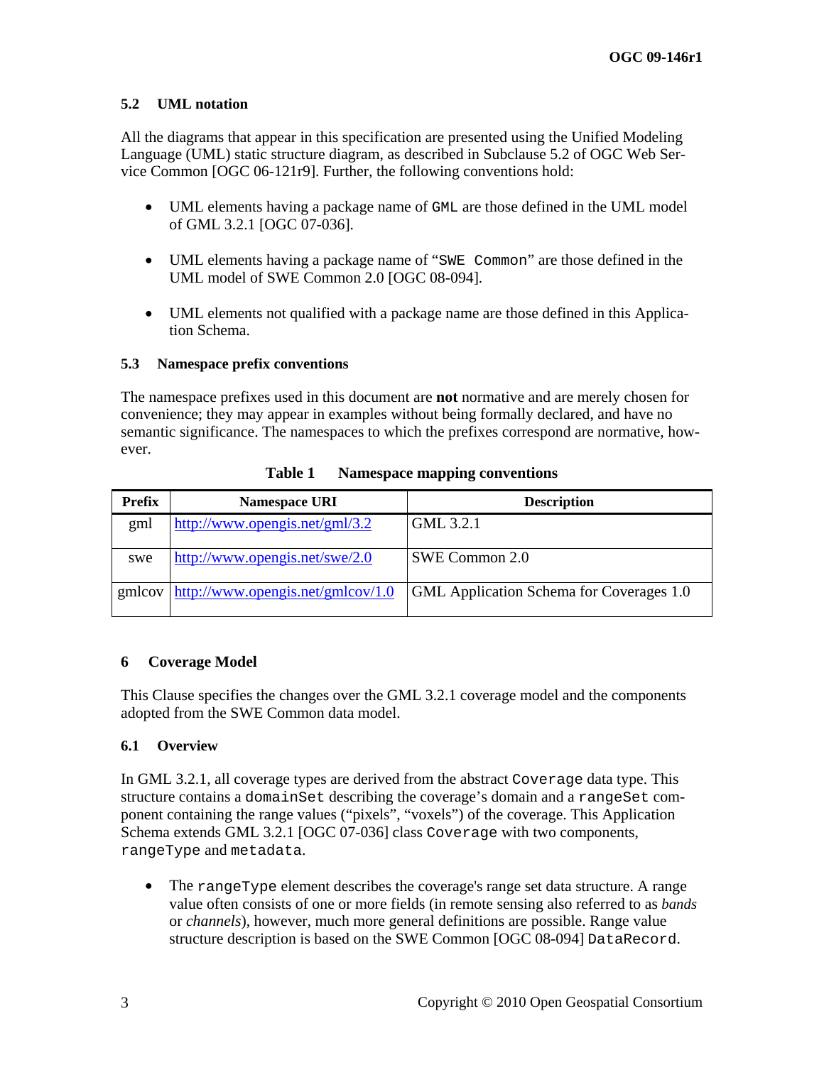### 5.2 UML notation

All the diagrams that appear in this specification are presented using the Unified Modeling Language (UML) static structure diagram, as described in Subclause 5.2 of OGC Web Service Common [OGC 06-121r9]. Further, the following conventions hold:

- UML elements having a package name of `GML` are those defined in the UML model of GML 3.2.1 [OGC 07-036].
- UML elements having a package name of "`SWE Common`" are those defined in the UML model of SWE Common 2.0 [OGC 08-094].
- UML elements not qualified with a package name are those defined in this Application Schema.

### 5.3 Namespace prefix conventions

The namespace prefixes used in this document are **not** normative and are merely chosen for convenience; they may appear in examples without being formally declared, and have no semantic significance. The namespaces to which the prefixes correspond are normative, however.

**Table 1 Namespace mapping conventions**

| Prefix | Namespace URI | Description |
|---|---|---|
| gml | http://www.opengis.net/gml/3.2 | GML 3.2.1 |
| swe | http://www.opengis.net/swe/2.0 | SWE Common 2.0 |
| gmlcov | http://www.opengis.net/gmlcov/1.0 | GML Application Schema for Coverages 1.0 |

## 6 Coverage Model

This Clause specifies the changes over the GML 3.2.1 coverage model and the components adopted from the SWE Common data model.

### 6.1 Overview

In GML 3.2.1, all coverage types are derived from the abstract `Coverage` data type. This structure contains a `domainSet` describing the coverage's domain and a `rangeSet` component containing the range values ("pixels", "voxels") of the coverage. This Application Schema extends GML 3.2.1 [OGC 07-036] class `Coverage` with two components, `rangeType` and `metadata`.

- The `rangeType` element describes the coverage's range set data structure. A range value often consists of one or more fields (in remote sensing also referred to as *bands* or *channels*), however, much more general definitions are possible. Range value structure description is based on the SWE Common [OGC 08-094] `DataRecord`.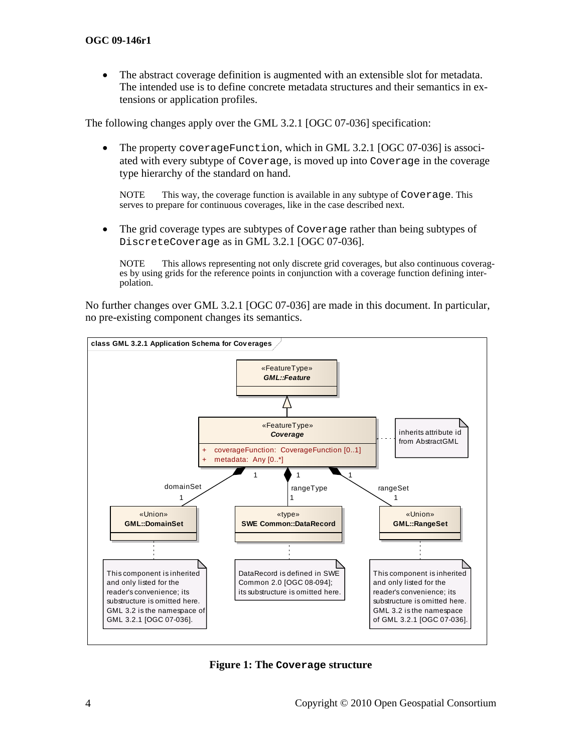- The abstract coverage definition is augmented with an extensible slot for metadata. The intended use is to define concrete metadata structures and their semantics in extensions or application profiles.

The following changes apply over the GML 3.2.1 [OGC 07-036] specification:

- The property `coverageFunction`, which in GML 3.2.1 [OGC 07-036] is associated with every subtype of `Coverage`, is moved up into `Coverage` in the coverage type hierarchy of the standard on hand.

  NOTE  This way, the coverage function is available in any subtype of `Coverage`. This serves to prepare for continuous coverages, like in the case described next.

- The grid coverage types are subtypes of `Coverage` rather than being subtypes of `DiscreteCoverage` as in GML 3.2.1 [OGC 07-036].

  NOTE  This allows representing not only discrete grid coverages, but also continuous coverages by using grids for the reference points in conjunction with a coverage function defining interpolation.

No further changes over GML 3.2.1 [OGC 07-036] are made in this document. In particular, no pre-existing component changes its semantics.

**Figure 1: The `Coverage` structure**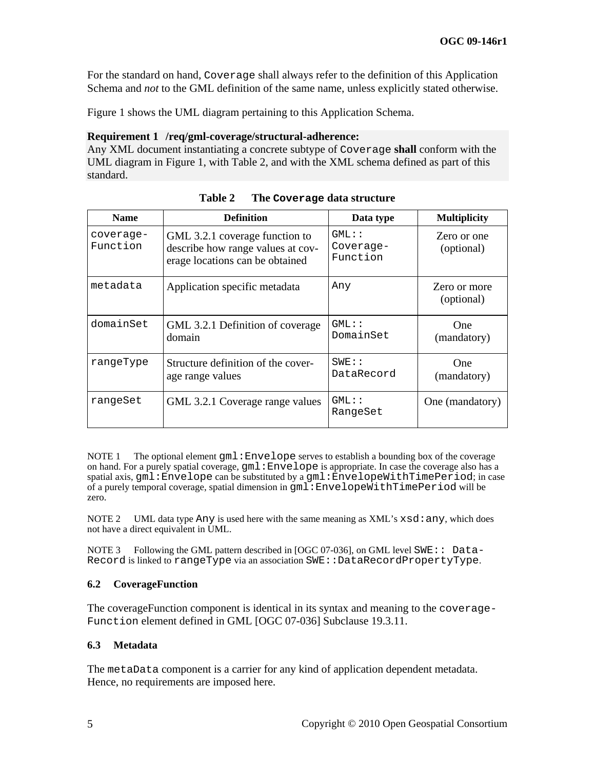For the standard on hand, `Coverage` shall always refer to the definition of this Application Schema and *not* to the GML definition of the same name, unless explicitly stated otherwise.

Figure 1 shows the UML diagram pertaining to this Application Schema.

**Requirement 1 /req/gml-coverage/structural-adherence:**
Any XML document instantiating a concrete subtype of `Coverage` **shall** conform with the UML diagram in Figure 1, with Table 2, and with the XML schema defined as part of this standard.

**Table 2 The `Coverage` data structure**

| Name | Definition | Data type | Multiplicity |
|---|---|---|---|
| `coverage-Function` | GML 3.2.1 coverage function to describe how range values at coverage locations can be obtained | `GML::Coverage-Function` | Zero or one (optional) |
| `metadata` | Application specific metadata | `Any` | Zero or more (optional) |
| `domainSet` | GML 3.2.1 Definition of coverage domain | `GML::DomainSet` | One (mandatory) |
| `rangeType` | Structure definition of the coverage range values | `SWE::DataRecord` | One (mandatory) |
| `rangeSet` | GML 3.2.1 Coverage range values | `GML::RangeSet` | One (mandatory) |

NOTE 1 The optional element `gml:Envelope` serves to establish a bounding box of the coverage on hand. For a purely spatial coverage, `gml:Envelope` is appropriate. In case the coverage also has a spatial axis, `gml:Envelope` can be substituted by a `gml:EnvelopeWithTimePeriod`; in case of a purely temporal coverage, spatial dimension in `gml:EnvelopeWithTimePeriod` will be zero.

NOTE 2 UML data type `Any` is used here with the same meaning as XML's `xsd:any`, which does not have a direct equivalent in UML.

NOTE 3 Following the GML pattern described in [OGC 07-036], on GML level `SWE:: Data-Record` is linked to `rangeType` via an association `SWE::DataRecordPropertyType`.

### 6.2 CoverageFunction

The coverageFunction component is identical in its syntax and meaning to the `coverage-Function` element defined in GML [OGC 07-036] Subclause 19.3.11.

### 6.3 Metadata

The `metaData` component is a carrier for any kind of application dependent metadata. Hence, no requirements are imposed here.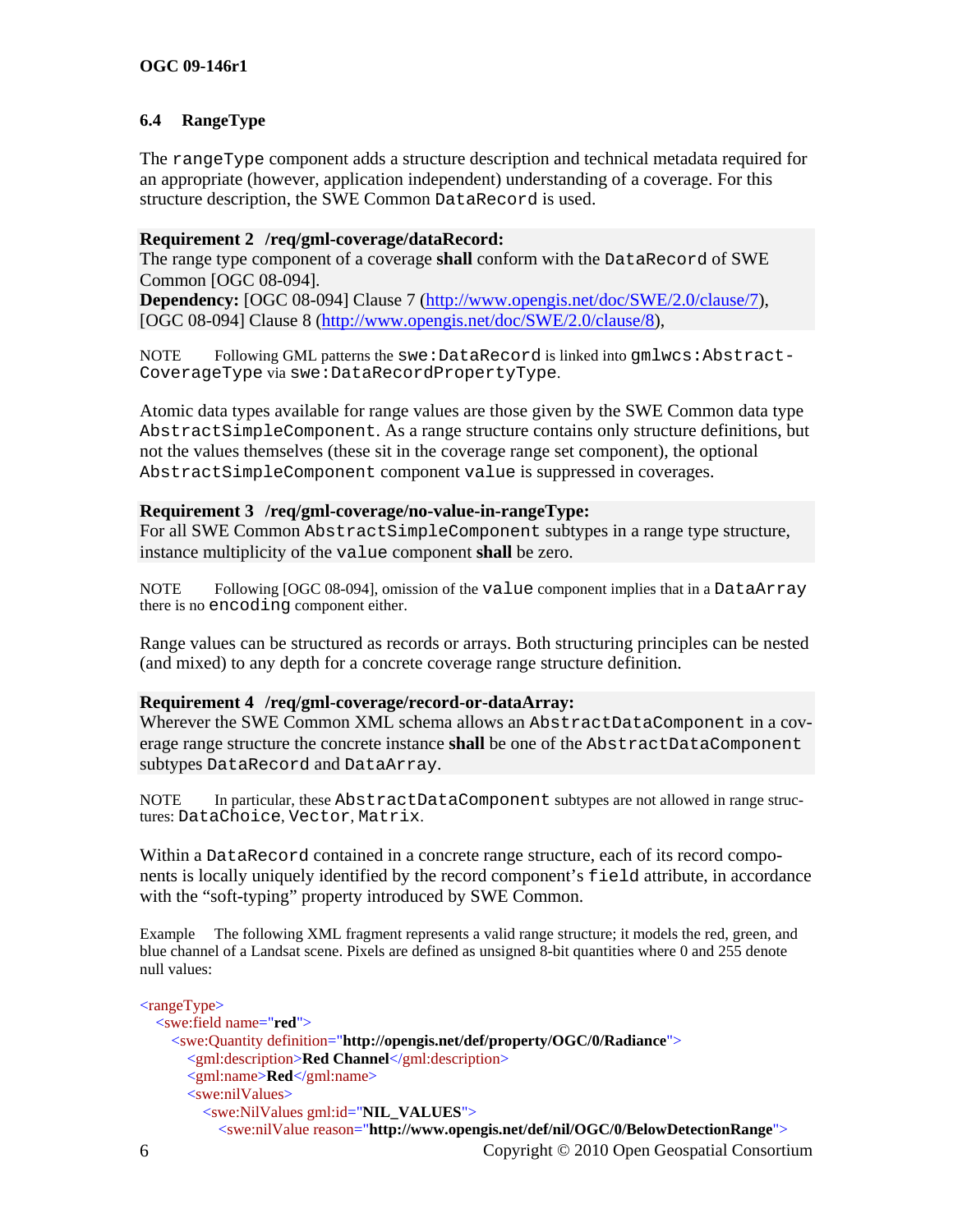## 6.4 RangeType

The `rangeType` component adds a structure description and technical metadata required for an appropriate (however, application independent) understanding of a coverage. For this structure description, the SWE Common `DataRecord` is used.

**Requirement 2 /req/gml-coverage/dataRecord:**
The range type component of a coverage **shall** conform with the `DataRecord` of SWE Common [OGC 08-094].
**Dependency:** [OGC 08-094] Clause 7 (http://www.opengis.net/doc/SWE/2.0/clause/7), [OGC 08-094] Clause 8 (http://www.opengis.net/doc/SWE/2.0/clause/8),

NOTE Following GML patterns the `swe:DataRecord` is linked into `gmlwcs:AbstractCoverageType` via `swe:DataRecordPropertyType`.

Atomic data types available for range values are those given by the SWE Common data type `AbstractSimpleComponent`. As a range structure contains only structure definitions, but not the values themselves (these sit in the coverage range set component), the optional `AbstractSimpleComponent` component `value` is suppressed in coverages.

**Requirement 3 /req/gml-coverage/no-value-in-rangeType:**
For all SWE Common `AbstractSimpleComponent` subtypes in a range type structure, instance multiplicity of the `value` component **shall** be zero.

NOTE Following [OGC 08-094], omission of the `value` component implies that in a `DataArray` there is no `encoding` component either.

Range values can be structured as records or arrays. Both structuring principles can be nested (and mixed) to any depth for a concrete coverage range structure definition.

**Requirement 4 /req/gml-coverage/record-or-dataArray:**
Wherever the SWE Common XML schema allows an `AbstractDataComponent` in a coverage range structure the concrete instance **shall** be one of the `AbstractDataComponent` subtypes `DataRecord` and `DataArray`.

NOTE In particular, these `AbstractDataComponent` subtypes are not allowed in range structures: `DataChoice`, `Vector`, `Matrix`.

Within a `DataRecord` contained in a concrete range structure, each of its record components is locally uniquely identified by the record component's `field` attribute, in accordance with the "soft-typing" property introduced by SWE Common.

Example The following XML fragment represents a valid range structure; it models the red, green, and blue channel of a Landsat scene. Pixels are defined as unsigned 8-bit quantities where 0 and 255 denote null values:

```
<rangeType>
  <swe:field name="red">
    <swe:Quantity definition="http://opengis.net/def/property/OGC/0/Radiance">
      <gml:description>Red Channel</gml:description>
      <gml:name>Red</gml:name>
      <swe:nilValues>
        <swe:NilValues gml:id="NIL_VALUES">
          <swe:nilValue reason="http://www.opengis.net/def/nil/OGC/0/BelowDetectionRange">
```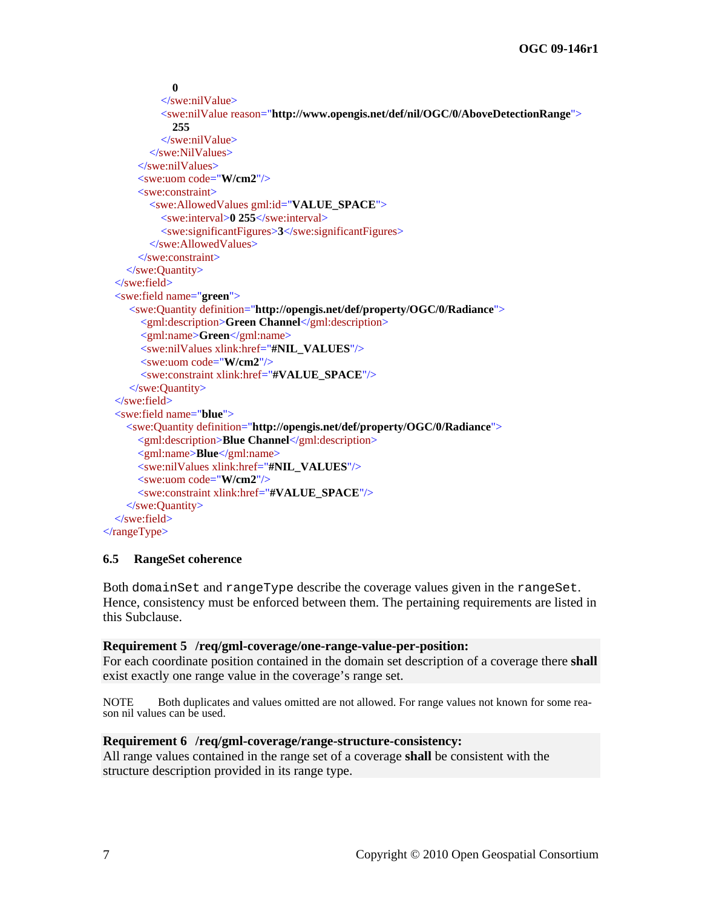```
                    0
                </swe:nilValue>
                <swe:nilValue reason="http://www.opengis.net/def/nil/OGC/0/AboveDetectionRange">
                    255
                </swe:nilValue>
            </swe:NilValues>
        </swe:nilValues>
        <swe:uom code="W/cm2"/>
        <swe:constraint>
            <swe:AllowedValues gml:id="VALUE_SPACE">
                <swe:interval>0 255</swe:interval>
                <swe:significantFigures>3</swe:significantFigures>
            </swe:AllowedValues>
        </swe:constraint>
    </swe:Quantity>
  </swe:field>
  <swe:field name="green">
     <swe:Quantity definition="http://opengis.net/def/property/OGC/0/Radiance">
        <gml:description>Green Channel</gml:description>
        <gml:name>Green</gml:name>
        <swe:nilValues xlink:href="#NIL_VALUES"/>
        <swe:uom code="W/cm2"/>
        <swe:constraint xlink:href="#VALUE_SPACE"/>
     </swe:Quantity>
  </swe:field>
  <swe:field name="blue">
    <swe:Quantity definition="http://opengis.net/def/property/OGC/0/Radiance">
       <gml:description>Blue Channel</gml:description>
       <gml:name>Blue</gml:name>
       <swe:nilValues xlink:href="#NIL_VALUES"/>
       <swe:uom code="W/cm2"/>
       <swe:constraint xlink:href="#VALUE_SPACE"/>
    </swe:Quantity>
  </swe:field>
</rangeType>
```

### 6.5 RangeSet coherence

Both `domainSet` and `rangeType` describe the coverage values given in the `rangeSet`. Hence, consistency must be enforced between them. The pertaining requirements are listed in this Subclause.

**Requirement 5 /req/gml-coverage/one-range-value-per-position:**
For each coordinate position contained in the domain set description of a coverage there **shall** exist exactly one range value in the coverage's range set.

NOTE Both duplicates and values omitted are not allowed. For range values not known for some reason nil values can be used.

**Requirement 6 /req/gml-coverage/range-structure-consistency:**
All range values contained in the range set of a coverage **shall** be consistent with the structure description provided in its range type.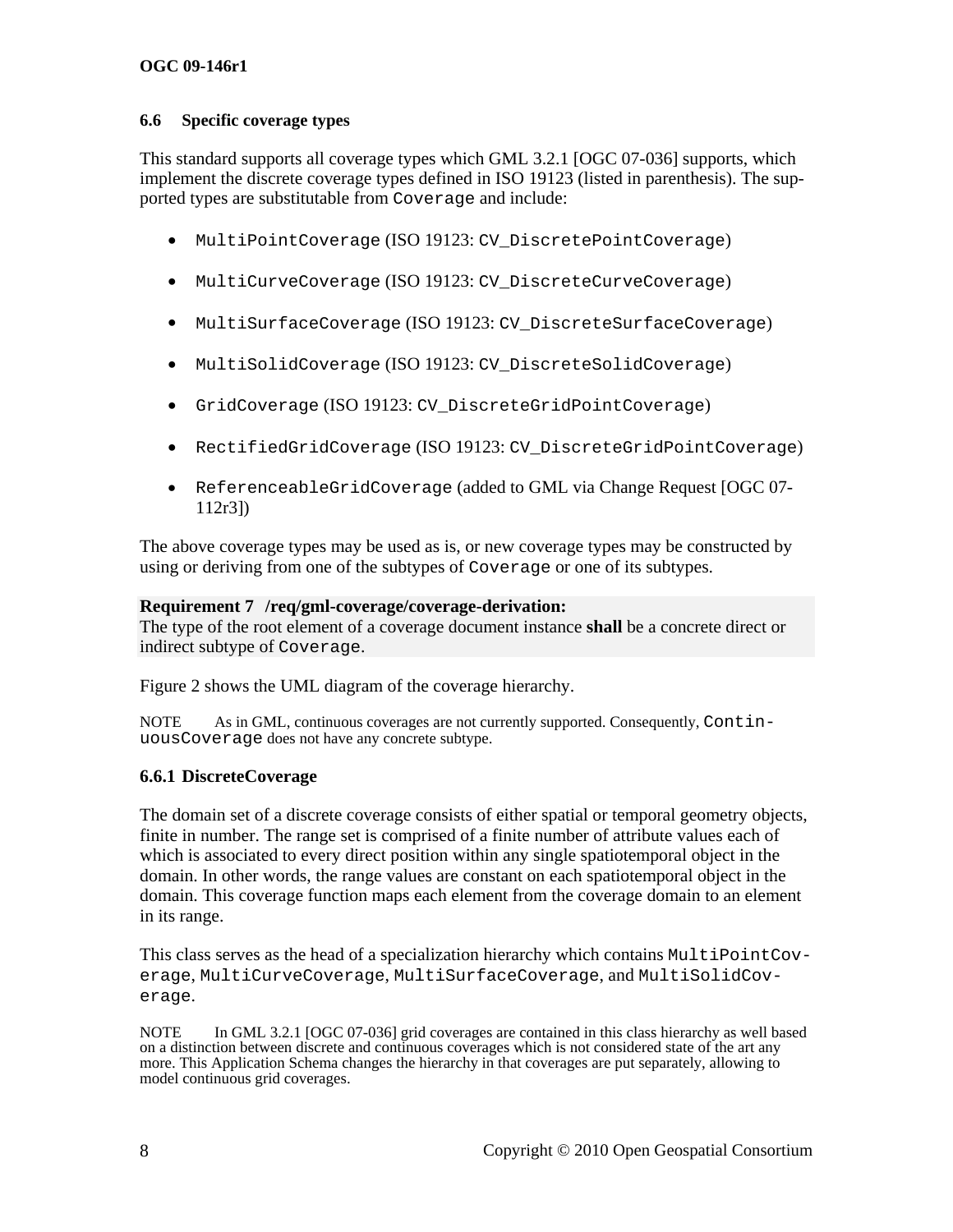### 6.6 Specific coverage types

This standard supports all coverage types which GML 3.2.1 [OGC 07-036] supports, which implement the discrete coverage types defined in ISO 19123 (listed in parenthesis). The supported types are substitutable from `Coverage` and include:

- `MultiPointCoverage` (ISO 19123: `CV_DiscretePointCoverage`)
- `MultiCurveCoverage` (ISO 19123: `CV_DiscreteCurveCoverage`)
- `MultiSurfaceCoverage` (ISO 19123: `CV_DiscreteSurfaceCoverage`)
- `MultiSolidCoverage` (ISO 19123: `CV_DiscreteSolidCoverage`)
- `GridCoverage` (ISO 19123: `CV_DiscreteGridPointCoverage`)
- `RectifiedGridCoverage` (ISO 19123: `CV_DiscreteGridPointCoverage`)
- `ReferenceableGridCoverage` (added to GML via Change Request [OGC 07-112r3])

The above coverage types may be used as is, or new coverage types may be constructed by using or deriving from one of the subtypes of `Coverage` or one of its subtypes.

**Requirement 7 /req/gml-coverage/coverage-derivation:**
The type of the root element of a coverage document instance **shall** be a concrete direct or indirect subtype of `Coverage`.

Figure 2 shows the UML diagram of the coverage hierarchy.

NOTE As in GML, continuous coverages are not currently supported. Consequently, `ContinuousCoverage` does not have any concrete subtype.

#### 6.6.1 DiscreteCoverage

The domain set of a discrete coverage consists of either spatial or temporal geometry objects, finite in number. The range set is comprised of a finite number of attribute values each of which is associated to every direct position within any single spatiotemporal object in the domain. In other words, the range values are constant on each spatiotemporal object in the domain. This coverage function maps each element from the coverage domain to an element in its range.

This class serves as the head of a specialization hierarchy which contains `MultiPointCoverage`, `MultiCurveCoverage`, `MultiSurfaceCoverage`, and `MultiSolidCoverage`.

NOTE In GML 3.2.1 [OGC 07-036] grid coverages are contained in this class hierarchy as well based on a distinction between discrete and continuous coverages which is not considered state of the art any more. This Application Schema changes the hierarchy in that coverages are put separately, allowing to model continuous grid coverages.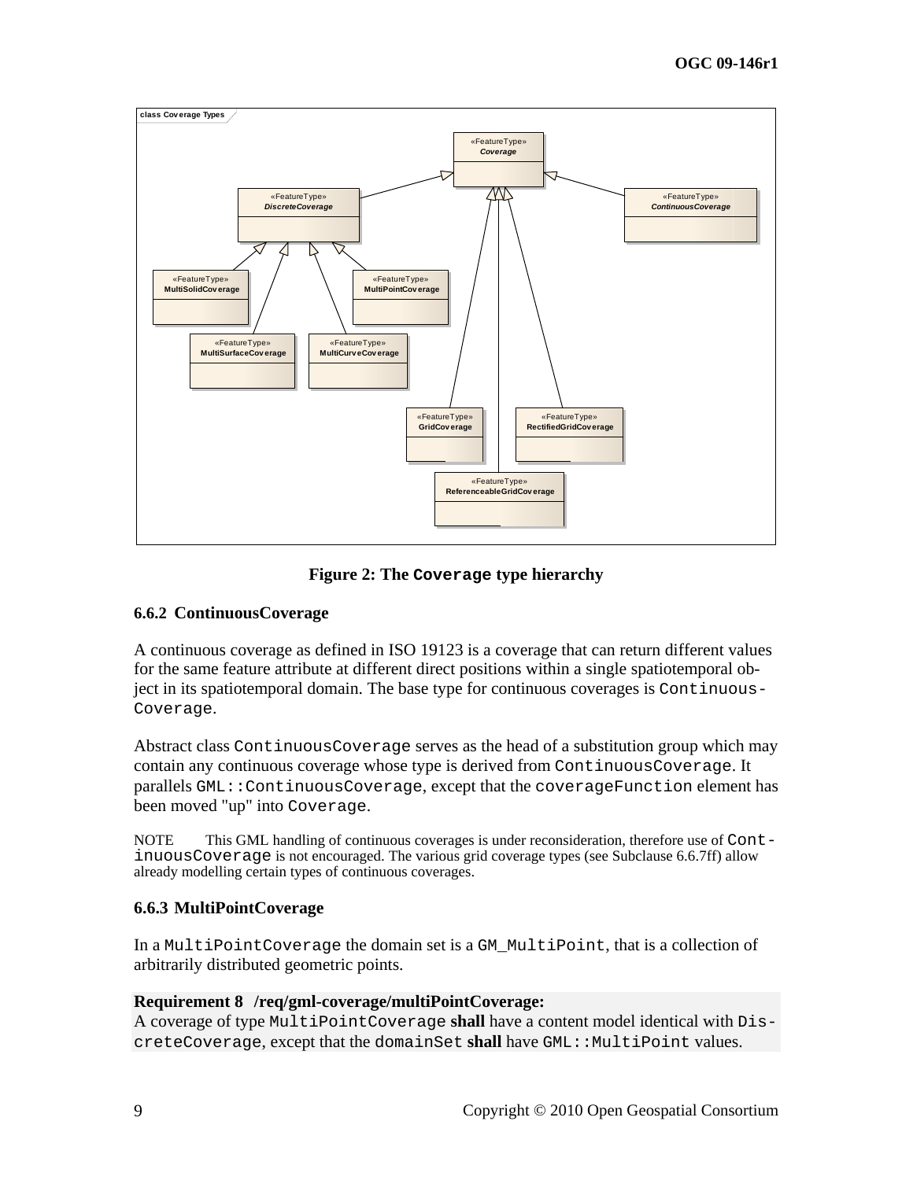**Figure 2: The Coverage type hierarchy**

### 6.6.2 ContinuousCoverage

A continuous coverage as defined in ISO 19123 is a coverage that can return different values for the same feature attribute at different direct positions within a single spatiotemporal object in its spatiotemporal domain. The base type for continuous coverages is ContinuousCoverage.

Abstract class ContinuousCoverage serves as the head of a substitution group which may contain any continuous coverage whose type is derived from ContinuousCoverage. It parallels GML::ContinuousCoverage, except that the coverageFunction element has been moved "up" into Coverage.

NOTE This GML handling of continuous coverages is under reconsideration, therefore use of ContinuousCoverage is not encouraged. The various grid coverage types (see Subclause 6.6.7ff) allow already modelling certain types of continuous coverages.

### 6.6.3 MultiPointCoverage

In a MultiPointCoverage the domain set is a GM_MultiPoint, that is a collection of arbitrarily distributed geometric points.

**Requirement 8 /req/gml-coverage/multiPointCoverage:**
A coverage of type MultiPointCoverage **shall** have a content model identical with DiscreteCoverage, except that the domainSet **shall** have GML::MultiPoint values.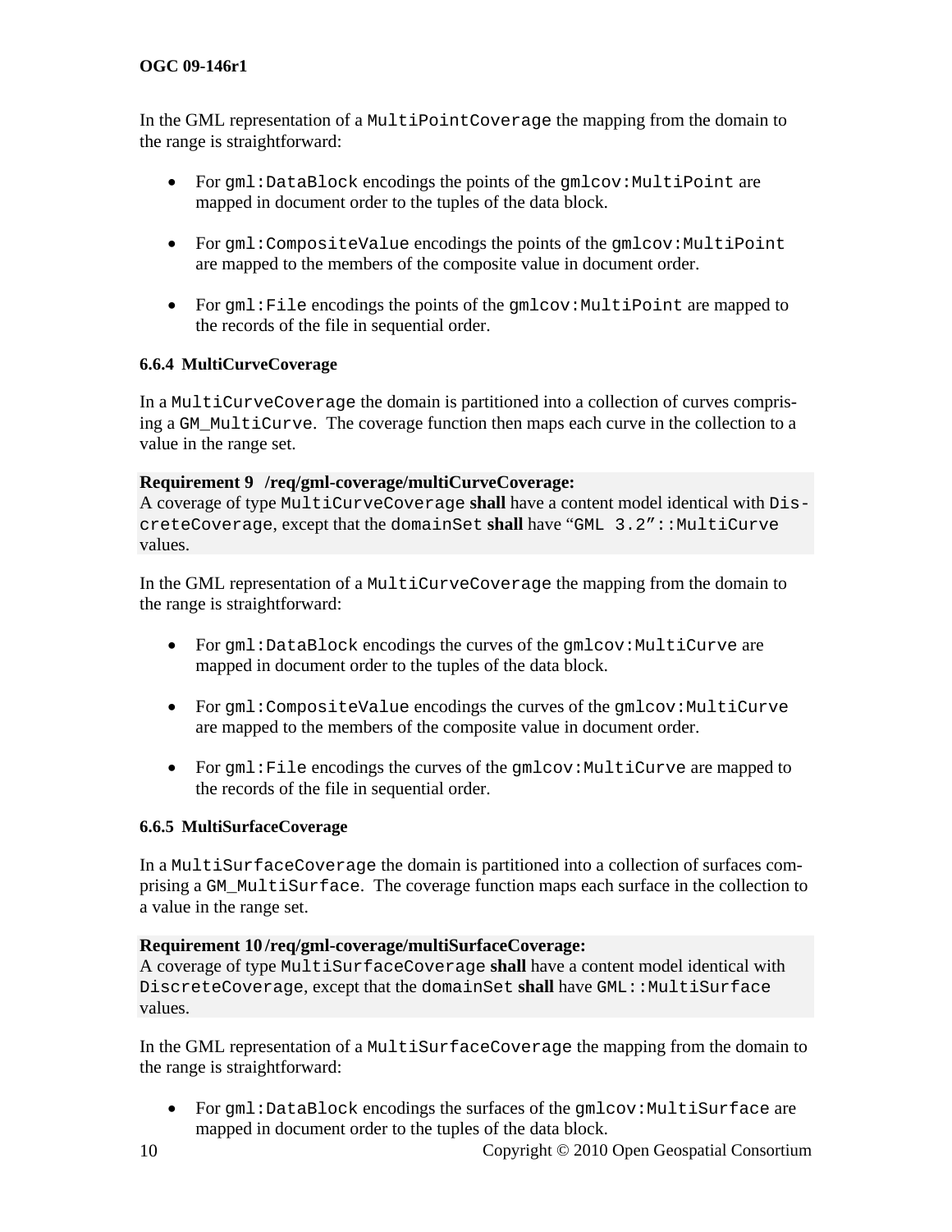In the GML representation of a `MultiPointCoverage` the mapping from the domain to the range is straightforward:

- For `gml:DataBlock` encodings the points of the `gmlcov:MultiPoint` are mapped in document order to the tuples of the data block.
- For `gml:CompositeValue` encodings the points of the `gmlcov:MultiPoint` are mapped to the members of the composite value in document order.
- For `gml:File` encodings the points of the `gmlcov:MultiPoint` are mapped to the records of the file in sequential order.

#### 6.6.4 MultiCurveCoverage

In a `MultiCurveCoverage` the domain is partitioned into a collection of curves comprising a `GM_MultiCurve`. The coverage function then maps each curve in the collection to a value in the range set.

**Requirement 9 /req/gml-coverage/multiCurveCoverage:**
A coverage of type `MultiCurveCoverage` **shall** have a content model identical with `DiscreteCoverage`, except that the `domainSet` **shall** have `“GML 3.2”::MultiCurve` values.

In the GML representation of a `MultiCurveCoverage` the mapping from the domain to the range is straightforward:

- For `gml:DataBlock` encodings the curves of the `gmlcov:MultiCurve` are mapped in document order to the tuples of the data block.
- For `gml:CompositeValue` encodings the curves of the `gmlcov:MultiCurve` are mapped to the members of the composite value in document order.
- For `gml:File` encodings the curves of the `gmlcov:MultiCurve` are mapped to the records of the file in sequential order.

#### 6.6.5 MultiSurfaceCoverage

In a `MultiSurfaceCoverage` the domain is partitioned into a collection of surfaces comprising a `GM_MultiSurface`. The coverage function maps each surface in the collection to a value in the range set.

**Requirement 10 /req/gml-coverage/multiSurfaceCoverage:**
A coverage of type `MultiSurfaceCoverage` **shall** have a content model identical with `DiscreteCoverage`, except that the `domainSet` **shall** have `GML::MultiSurface` values.

In the GML representation of a `MultiSurfaceCoverage` the mapping from the domain to the range is straightforward:

- For `gml:DataBlock` encodings the surfaces of the `gmlcov:MultiSurface` are mapped in document order to the tuples of the data block.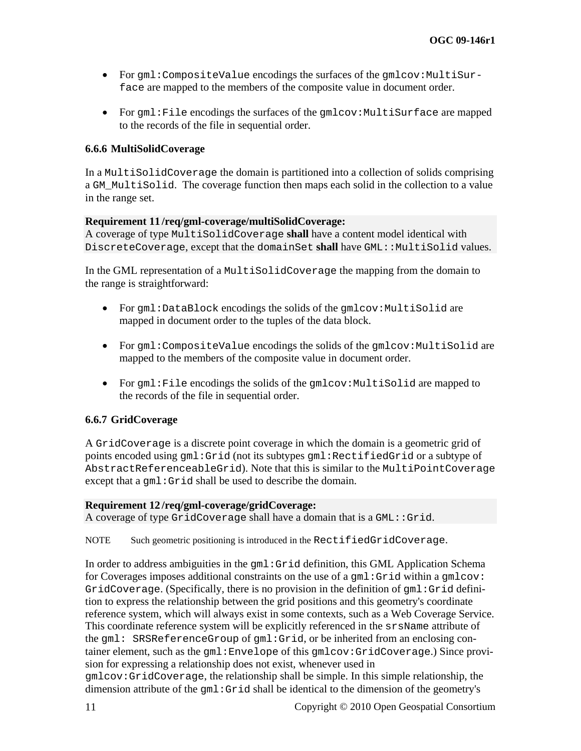- For `gml:CompositeValue` encodings the surfaces of the `gmlcov:MultiSurface` are mapped to the members of the composite value in document order.

- For `gml:File` encodings the surfaces of the `gmlcov:MultiSurface` are mapped to the records of the file in sequential order.

### 6.6.6 MultiSolidCoverage

In a `MultiSolidCoverage` the domain is partitioned into a collection of solids comprising a `GM_MultiSolid`. The coverage function then maps each solid in the collection to a value in the range set.

**Requirement 11 /req/gml-coverage/multiSolidCoverage:**
A coverage of type `MultiSolidCoverage` **shall** have a content model identical with `DiscreteCoverage`, except that the `domainSet` **shall** have `GML::MultiSolid` values.

In the GML representation of a `MultiSolidCoverage` the mapping from the domain to the range is straightforward:

- For `gml:DataBlock` encodings the solids of the `gmlcov:MultiSolid` are mapped in document order to the tuples of the data block.

- For `gml:CompositeValue` encodings the solids of the `gmlcov:MultiSolid` are mapped to the members of the composite value in document order.

- For `gml:File` encodings the solids of the `gmlcov:MultiSolid` are mapped to the records of the file in sequential order.

### 6.6.7 GridCoverage

A `GridCoverage` is a discrete point coverage in which the domain is a geometric grid of points encoded using `gml:Grid` (not its subtypes `gml:RectifiedGrid` or a subtype of `AbstractReferenceableGrid`). Note that this is similar to the `MultiPointCoverage` except that a `gml:Grid` shall be used to describe the domain.

**Requirement 12 /req/gml-coverage/gridCoverage:**
A coverage of type `GridCoverage` shall have a domain that is a `GML::Grid`.

NOTE Such geometric positioning is introduced in the `RectifiedGridCoverage`.

In order to address ambiguities in the `gml:Grid` definition, this GML Application Schema for Coverages imposes additional constraints on the use of a `gml:Grid` within a `gmlcov:GridCoverage`. (Specifically, there is no provision in the definition of `gml:Grid` definition to express the relationship between the grid positions and this geometry's coordinate reference system, which will always exist in some contexts, such as a Web Coverage Service. This coordinate reference system will be explicitly referenced in the `srsName` attribute of the `gml: SRSReferenceGroup` of `gml:Grid`, or be inherited from an enclosing container element, such as the `gml:Envelope` of this `gmlcov:GridCoverage`.) Since provision for expressing a relationship does not exist, whenever used in `gmlcov:GridCoverage`, the relationship shall be simple. In this simple relationship, the dimension attribute of the `gml:Grid` shall be identical to the dimension of the geometry's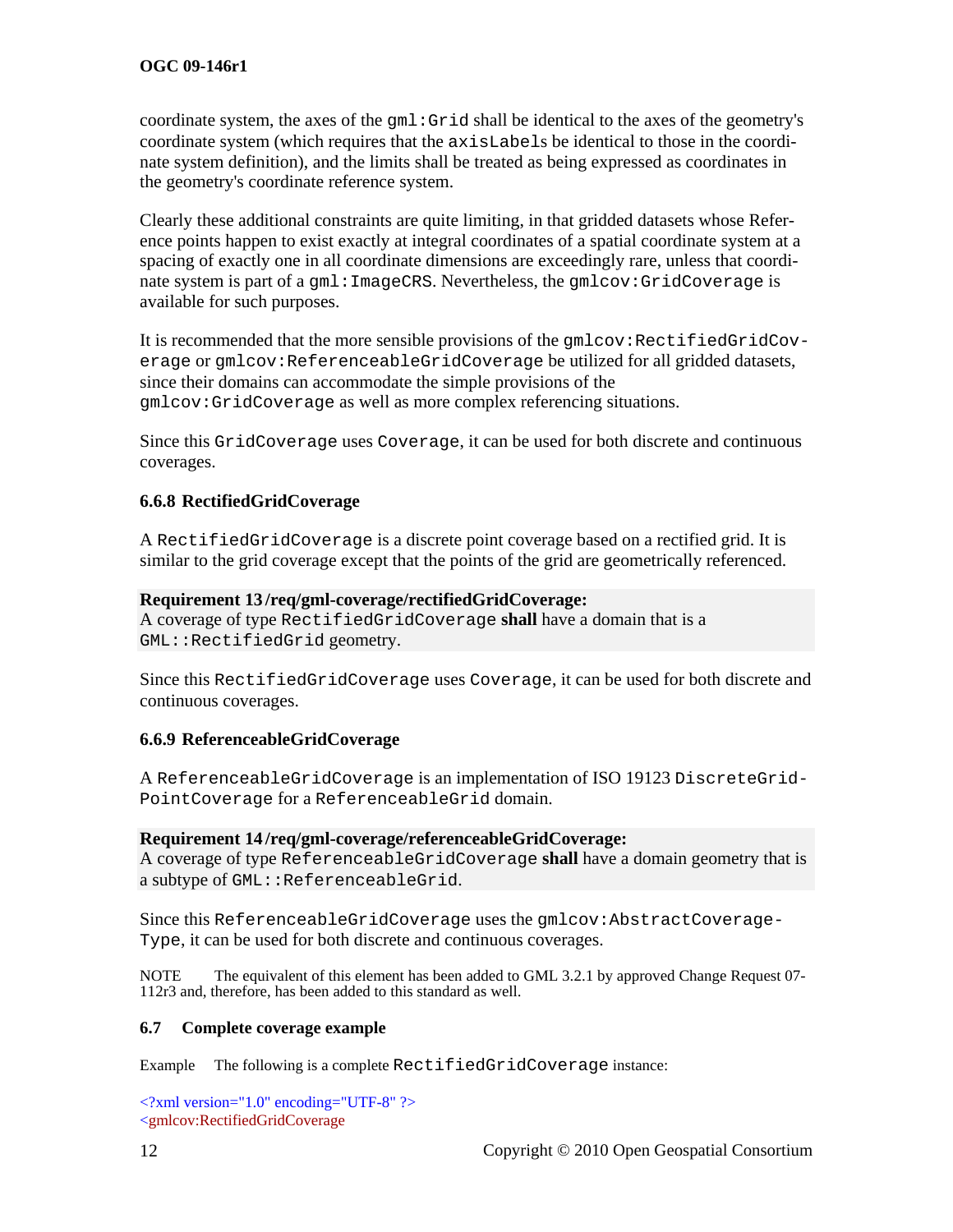coordinate system, the axes of the `gml:Grid` shall be identical to the axes of the geometry's coordinate system (which requires that the `axisLabels` be identical to those in the coordinate system definition), and the limits shall be treated as being expressed as coordinates in the geometry's coordinate reference system.

Clearly these additional constraints are quite limiting, in that gridded datasets whose Reference points happen to exist exactly at integral coordinates of a spatial coordinate system at a spacing of exactly one in all coordinate dimensions are exceedingly rare, unless that coordinate system is part of a `gml:ImageCRS`. Nevertheless, the `gmlcov:GridCoverage` is available for such purposes.

It is recommended that the more sensible provisions of the `gmlcov:RectifiedGridCoverage` or `gmlcov:ReferenceableGridCoverage` be utilized for all gridded datasets, since their domains can accommodate the simple provisions of the `gmlcov:GridCoverage` as well as more complex referencing situations.

Since this `GridCoverage` uses `Coverage`, it can be used for both discrete and continuous coverages.

### 6.6.8 RectifiedGridCoverage

A `RectifiedGridCoverage` is a discrete point coverage based on a rectified grid. It is similar to the grid coverage except that the points of the grid are geometrically referenced.

**Requirement 13 /req/gml-coverage/rectifiedGridCoverage:**
A coverage of type `RectifiedGridCoverage` **shall** have a domain that is a `GML::RectifiedGrid` geometry.

Since this `RectifiedGridCoverage` uses `Coverage`, it can be used for both discrete and continuous coverages.

### 6.6.9 ReferenceableGridCoverage

A `ReferenceableGridCoverage` is an implementation of ISO 19123 `DiscreteGridPointCoverage` for a `ReferenceableGrid` domain.

**Requirement 14 /req/gml-coverage/referenceableGridCoverage:**
A coverage of type `ReferenceableGridCoverage` **shall** have a domain geometry that is a subtype of `GML::ReferenceableGrid`.

Since this `ReferenceableGridCoverage` uses the `gmlcov:AbstractCoverageType`, it can be used for both discrete and continuous coverages.

NOTE The equivalent of this element has been added to GML 3.2.1 by approved Change Request 07-112r3 and, therefore, has been added to this standard as well.

## 6.7 Complete coverage example

Example The following is a complete `RectifiedGridCoverage` instance:

```
<?xml version="1.0" encoding="UTF-8" ?>
<gmlcov:RectifiedGridCoverage
```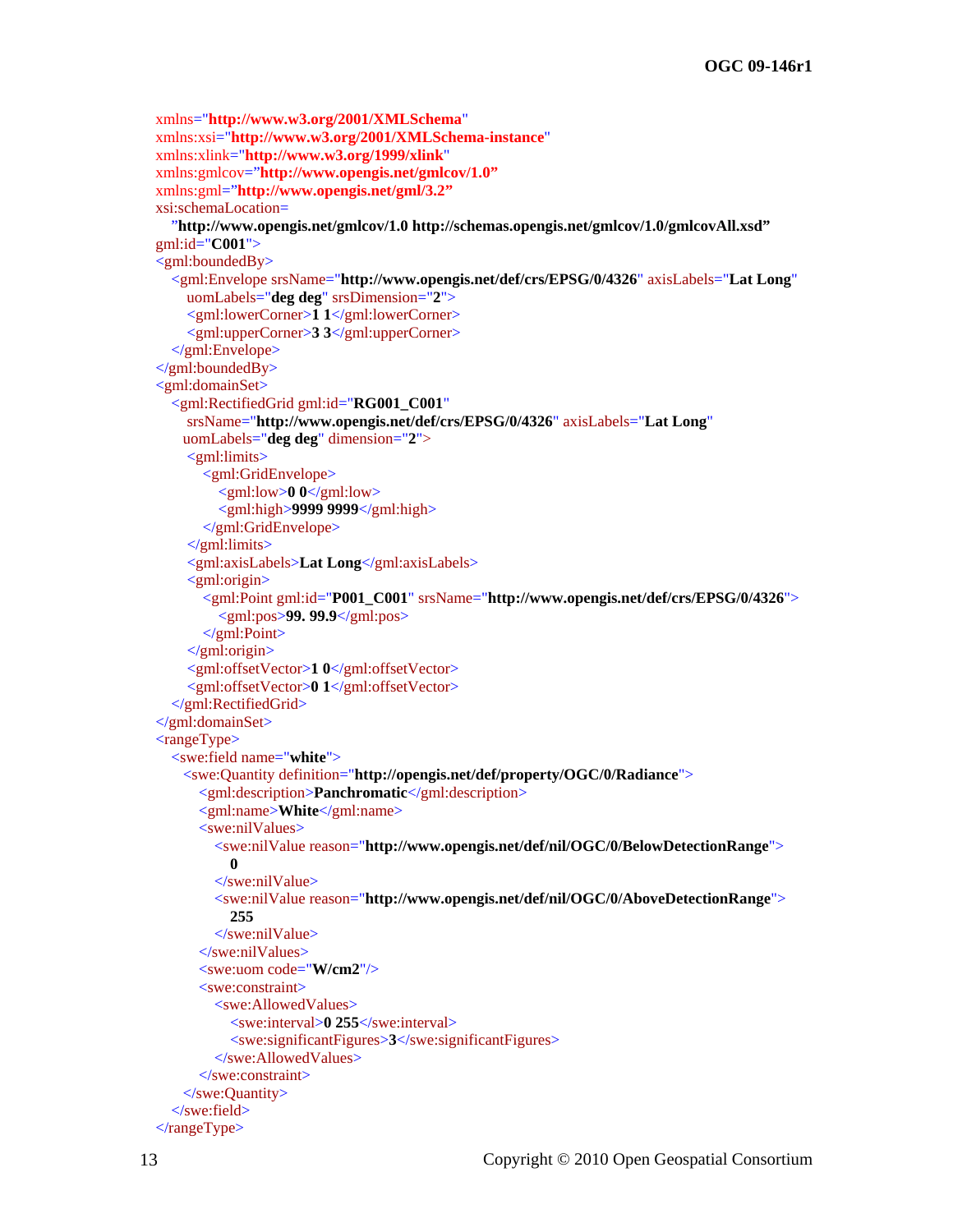```
xmlns="http://www.w3.org/2001/XMLSchema"
xmlns:xsi="http://www.w3.org/2001/XMLSchema-instance"
xmlns:xlink="http://www.w3.org/1999/xlink"
xmlns:gmlcov="http://www.opengis.net/gmlcov/1.0"
xmlns:gml="http://www.opengis.net/gml/3.2"
xsi:schemaLocation=
  "http://www.opengis.net/gmlcov/1.0 http://schemas.opengis.net/gmlcov/1.0/gmlcovAll.xsd"
gml:id="C001">
<gml:boundedBy>
  <gml:Envelope srsName="http://www.opengis.net/def/crs/EPSG/0/4326" axisLabels="Lat Long"
    uomLabels="deg deg" srsDimension="2">
    <gml:lowerCorner>1 1</gml:lowerCorner>
    <gml:upperCorner>3 3</gml:upperCorner>
  </gml:Envelope>
</gml:boundedBy>
<gml:domainSet>
  <gml:RectifiedGrid gml:id="RG001_C001"
    srsName="http://www.opengis.net/def/crs/EPSG/0/4326" axisLabels="Lat Long"
   uomLabels="deg deg" dimension="2">
    <gml:limits>
      <gml:GridEnvelope>
        <gml:low>0 0</gml:low>
        <gml:high>9999 9999</gml:high>
      </gml:GridEnvelope>
    </gml:limits>
    <gml:axisLabels>Lat Long</gml:axisLabels>
    <gml:origin>
      <gml:Point gml:id="P001_C001" srsName="http://www.opengis.net/def/crs/EPSG/0/4326">
        <gml:pos>99. 99.9</gml:pos>
      </gml:Point>
    </gml:origin>
    <gml:offsetVector>1 0</gml:offsetVector>
    <gml:offsetVector>0 1</gml:offsetVector>
  </gml:RectifiedGrid>
</gml:domainSet>
<rangeType>
  <swe:field name="white">
   <swe:Quantity definition="http://opengis.net/def/property/OGC/0/Radiance">
     <gml:description>Panchromatic</gml:description>
     <gml:name>White</gml:name>
     <swe:nilValues>
       <swe:nilValue reason="http://www.opengis.net/def/nil/OGC/0/BelowDetectionRange">
         0
       </swe:nilValue>
       <swe:nilValue reason="http://www.opengis.net/def/nil/OGC/0/AboveDetectionRange">
         255
       </swe:nilValue>
     </swe:nilValues>
     <swe:uom code="W/cm2"/>
     <swe:constraint>
       <swe:AllowedValues>
         <swe:interval>0 255</swe:interval>
         <swe:significantFigures>3</swe:significantFigures>
       </swe:AllowedValues>
     </swe:constraint>
   </swe:Quantity>
  </swe:field>
</rangeType>
```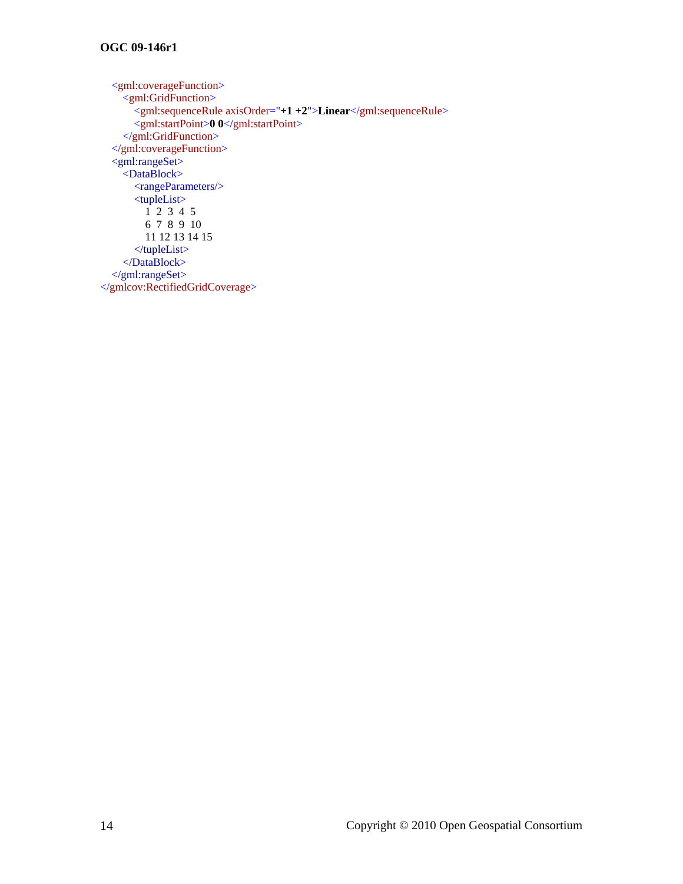```xml
    <gml:coverageFunction>
        <gml:GridFunction>
            <gml:sequenceRule axisOrder="+1 +2">Linear</gml:sequenceRule>
            <gml:startPoint>0 0</gml:startPoint>
        </gml:GridFunction>
    </gml:coverageFunction>
    <gml:rangeSet>
        <DataBlock>
            <rangeParameters/>
            <tupleList>
                1  2  3  4  5
                6  7  8  9  10
                11 12 13 14 15
            </tupleList>
        </DataBlock>
    </gml:rangeSet>
</gmlcov:RectifiedGridCoverage>
```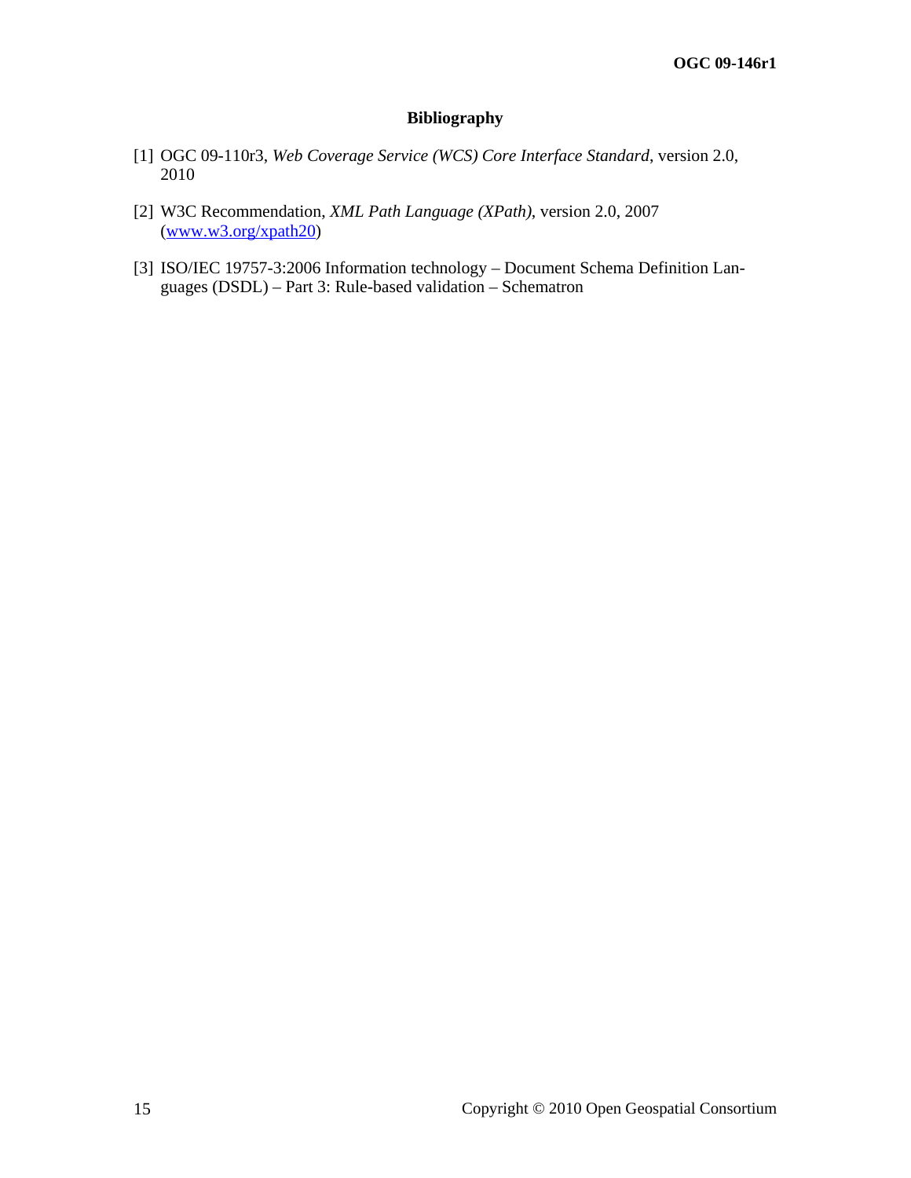# Bibliography

[1] OGC 09-110r3, *Web Coverage Service (WCS) Core Interface Standard*, version 2.0, 2010

[2] W3C Recommendation, *XML Path Language (XPath)*, version 2.0, 2007 (www.w3.org/xpath20)

[3] ISO/IEC 19757-3:2006 Information technology – Document Schema Definition Languages (DSDL) – Part 3: Rule-based validation – Schematron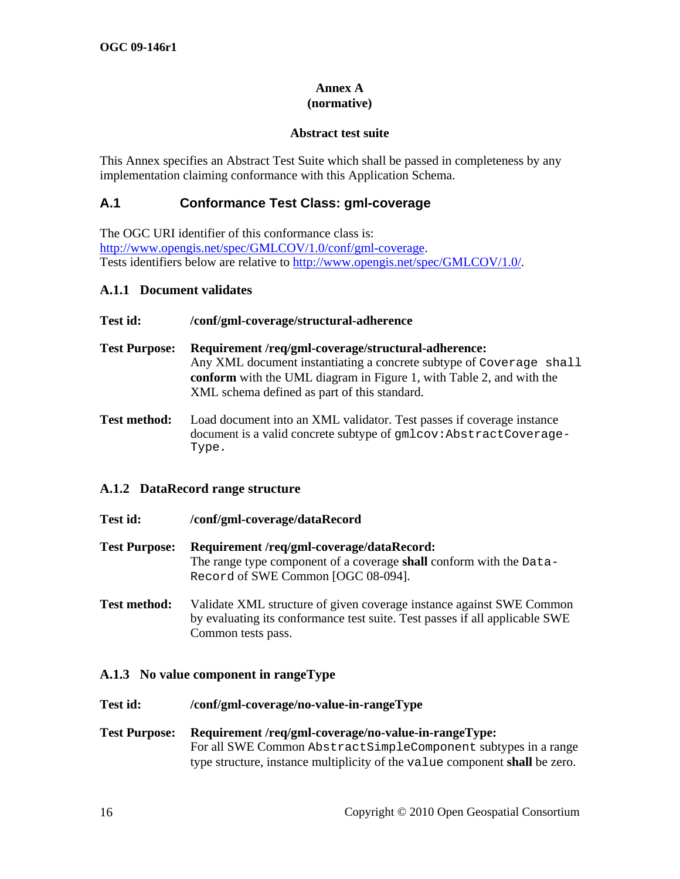**Annex A**
**(normative)**

**Abstract test suite**

This Annex specifies an Abstract Test Suite which shall be passed in completeness by any implementation claiming conformance with this Application Schema.

## A.1 Conformance Test Class: gml-coverage

The OGC URI identifier of this conformance class is:
http://www.opengis.net/spec/GMLCOV/1.0/conf/gml-coverage.
Tests identifiers below are relative to http://www.opengis.net/spec/GMLCOV/1.0/.

### A.1.1 Document validates

**Test id:** **/conf/gml-coverage/structural-adherence**

**Test Purpose:** **Requirement /req/gml-coverage/structural-adherence:**
Any XML document instantiating a concrete subtype of `Coverage` `shall` **conform** with the UML diagram in Figure 1, with Table 2, and with the XML schema defined as part of this standard.

**Test method:** Load document into an XML validator. Test passes if coverage instance document is a valid concrete subtype of `gmlcov:AbstractCoverageType`.

### A.1.2 DataRecord range structure

**Test id:** **/conf/gml-coverage/dataRecord**

**Test Purpose:** **Requirement /req/gml-coverage/dataRecord:**
The range type component of a coverage **shall** conform with the `DataRecord` of SWE Common [OGC 08-094].

**Test method:** Validate XML structure of given coverage instance against SWE Common by evaluating its conformance test suite. Test passes if all applicable SWE Common tests pass.

### A.1.3 No value component in rangeType

**Test id:** **/conf/gml-coverage/no-value-in-rangeType**

**Test Purpose:** **Requirement /req/gml-coverage/no-value-in-rangeType:**
For all SWE Common `AbstractSimpleComponent` subtypes in a range type structure, instance multiplicity of the `value` component **shall** be zero.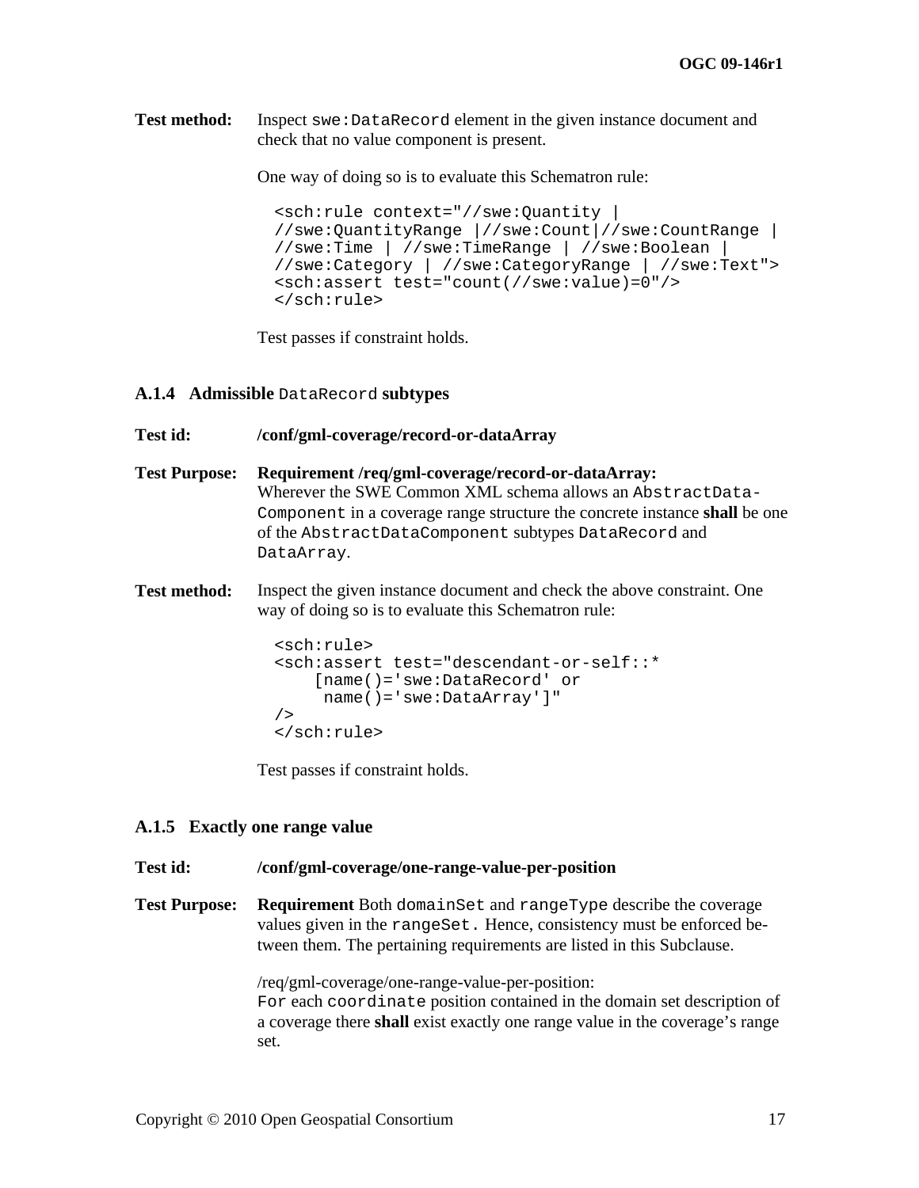**Test method:** Inspect `swe:DataRecord` element in the given instance document and check that no value component is present.

One way of doing so is to evaluate this Schematron rule:

```
<sch:rule context="//swe:Quantity |
//swe:QuantityRange |//swe:Count|//swe:CountRange |
//swe:Time | //swe:TimeRange | //swe:Boolean |
//swe:Category | //swe:CategoryRange | //swe:Text">
<sch:assert test="count(//swe:value)=0"/>
</sch:rule>
```

Test passes if constraint holds.

### A.1.4 Admissible `DataRecord` subtypes

**Test id:** **/conf/gml-coverage/record-or-dataArray**

**Test Purpose:** **Requirement /req/gml-coverage/record-or-dataArray:** Wherever the SWE Common XML schema allows an `AbstractData-Component` in a coverage range structure the concrete instance **shall** be one of the `AbstractDataComponent` subtypes `DataRecord` and `DataArray`.

**Test method:** Inspect the given instance document and check the above constraint. One way of doing so is to evaluate this Schematron rule:

```
<sch:rule>
<sch:assert test="descendant-or-self::*
    [name()='swe:DataRecord' or
     name()='swe:DataArray']"
/>
</sch:rule>
```

Test passes if constraint holds.

### A.1.5 Exactly one range value

**Test id:** **/conf/gml-coverage/one-range-value-per-position**

**Test Purpose:** **Requirement** Both `domainSet` and `rangeType` describe the coverage values given in the `rangeSet.` Hence, consistency must be enforced between them. The pertaining requirements are listed in this Subclause.

/req/gml-coverage/one-range-value-per-position:
`For` each `coordinate` position contained in the domain set description of a coverage there **shall** exist exactly one range value in the coverage's range set.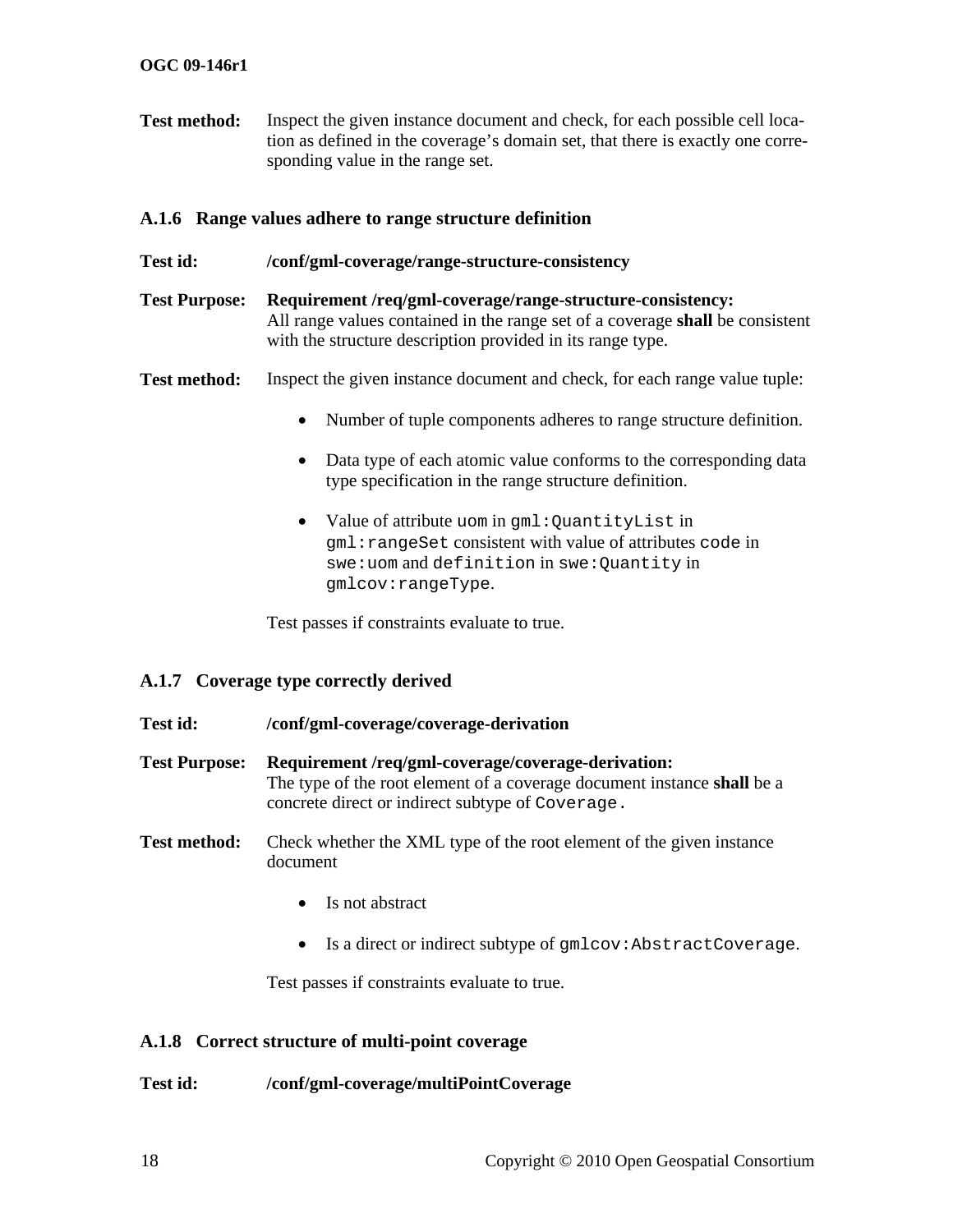**Test method:** Inspect the given instance document and check, for each possible cell location as defined in the coverage's domain set, that there is exactly one corresponding value in the range set.

### A.1.6 Range values adhere to range structure definition

**Test id:** **/conf/gml-coverage/range-structure-consistency**

**Test Purpose:** **Requirement /req/gml-coverage/range-structure-consistency:**
All range values contained in the range set of a coverage **shall** be consistent with the structure description provided in its range type.

**Test method:** Inspect the given instance document and check, for each range value tuple:

- Number of tuple components adheres to range structure definition.
- Data type of each atomic value conforms to the corresponding data type specification in the range structure definition.
- Value of attribute `uom` in `gml:QuantityList` in `gml:rangeSet` consistent with value of attributes `code` in `swe:uom` and `definition` in `swe:Quantity` in `gmlcov:rangeType`.

Test passes if constraints evaluate to true.

### A.1.7 Coverage type correctly derived

**Test id:** **/conf/gml-coverage/coverage-derivation**

**Test Purpose:** **Requirement /req/gml-coverage/coverage-derivation:**
The type of the root element of a coverage document instance **shall** be a concrete direct or indirect subtype of `Coverage.`

**Test method:** Check whether the XML type of the root element of the given instance document

- Is not abstract
- Is a direct or indirect subtype of `gmlcov:AbstractCoverage`.

Test passes if constraints evaluate to true.

### A.1.8 Correct structure of multi-point coverage

**Test id:** **/conf/gml-coverage/multiPointCoverage**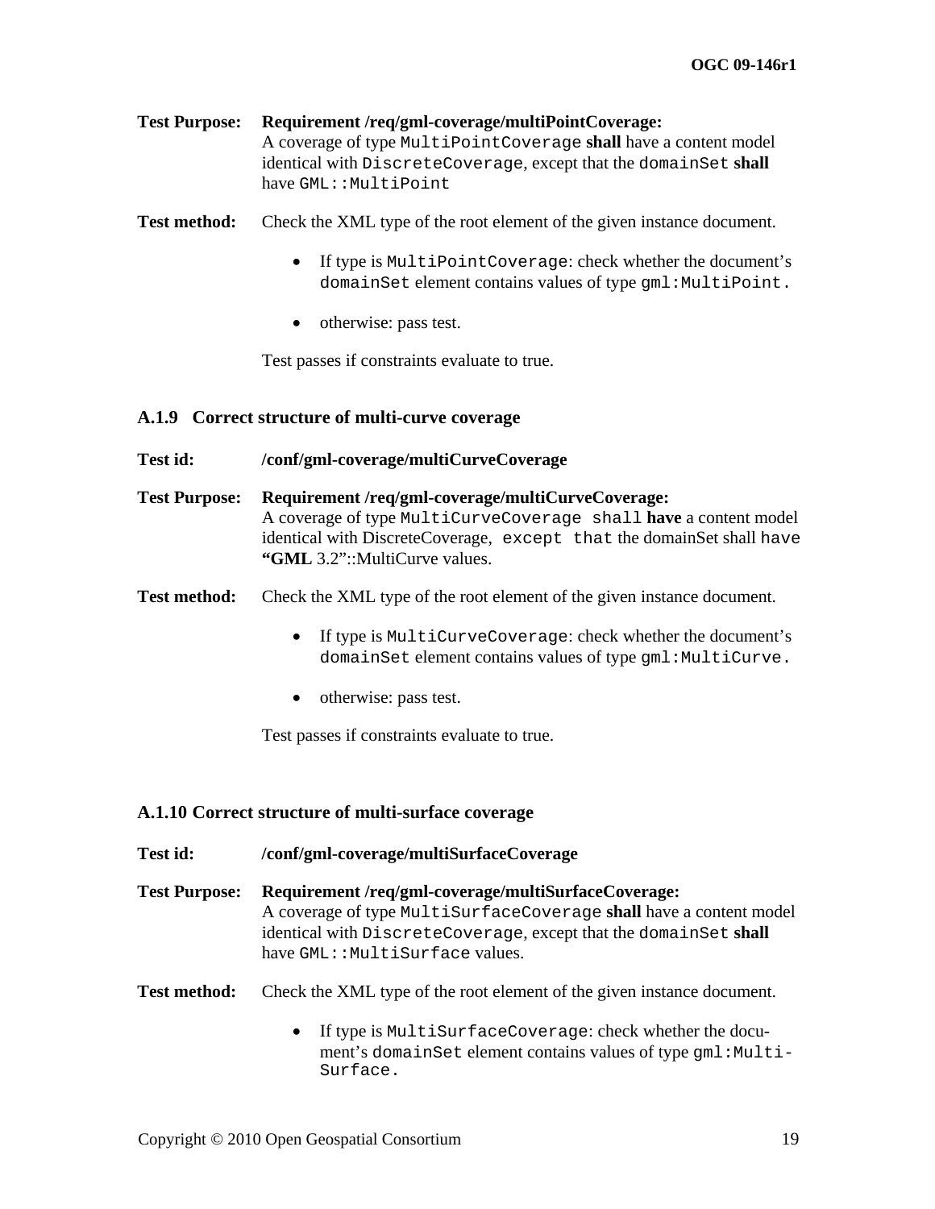**Test Purpose:** **Requirement /req/gml-coverage/multiPointCoverage:**
A coverage of type `MultiPointCoverage` **shall** have a content model identical with `DiscreteCoverage`, except that the `domainSet` **shall** have `GML::MultiPoint`

**Test method:** Check the XML type of the root element of the given instance document.

- If type is `MultiPointCoverage`: check whether the document's `domainSet` element contains values of type `gml:MultiPoint.`
- otherwise: pass test.

Test passes if constraints evaluate to true.

### A.1.9 Correct structure of multi-curve coverage

**Test id:** **/conf/gml-coverage/multiCurveCoverage**

**Test Purpose:** **Requirement /req/gml-coverage/multiCurveCoverage:**
A coverage of type `MultiCurveCoverage shall` **have** a content model identical with DiscreteCoverage, `except that` the domainSet shall `have` **"GML** 3.2"::MultiCurve values.

**Test method:** Check the XML type of the root element of the given instance document.

- If type is `MultiCurveCoverage`: check whether the document's `domainSet` element contains values of type `gml:MultiCurve.`
- otherwise: pass test.

Test passes if constraints evaluate to true.

### A.1.10 Correct structure of multi-surface coverage

**Test id:** **/conf/gml-coverage/multiSurfaceCoverage**

**Test Purpose:** **Requirement /req/gml-coverage/multiSurfaceCoverage:**
A coverage of type `MultiSurfaceCoverage` **shall** have a content model identical with `DiscreteCoverage`, except that the `domainSet` **shall** have `GML::MultiSurface` values.

**Test method:** Check the XML type of the root element of the given instance document.

- If type is `MultiSurfaceCoverage`: check whether the document's `domainSet` element contains values of type `gml:Multi-Surface.`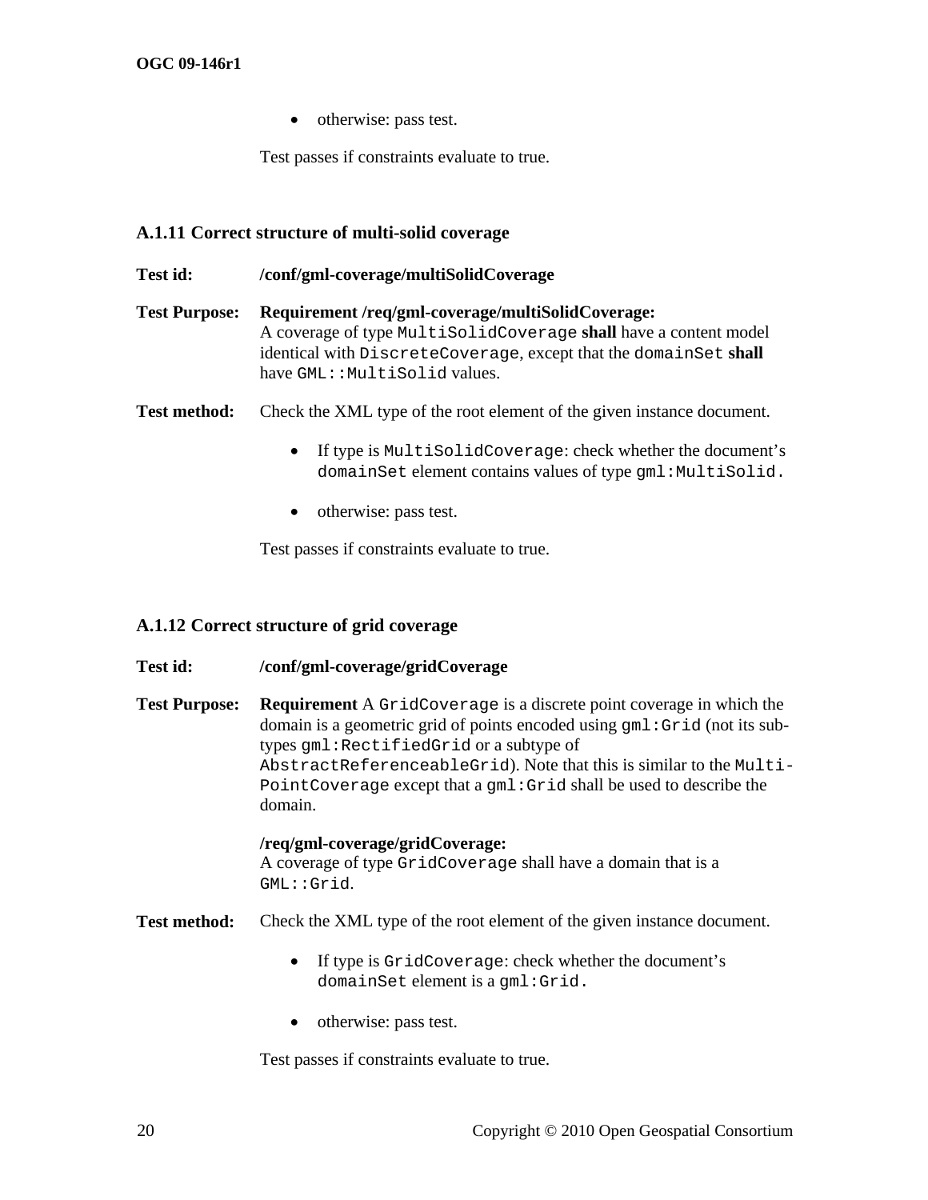- otherwise: pass test.

Test passes if constraints evaluate to true.

### A.1.11 Correct structure of multi-solid coverage

**Test id:** **/conf/gml-coverage/multiSolidCoverage**

**Test Purpose:** **Requirement /req/gml-coverage/multiSolidCoverage:**
A coverage of type `MultiSolidCoverage` **shall** have a content model identical with `DiscreteCoverage`, except that the `domainSet` **shall** have `GML::MultiSolid` values.

**Test method:** Check the XML type of the root element of the given instance document.

- If type is `MultiSolidCoverage`: check whether the document's `domainSet` element contains values of type `gml:MultiSolid.`
- otherwise: pass test.

Test passes if constraints evaluate to true.

### A.1.12 Correct structure of grid coverage

**Test id:** **/conf/gml-coverage/gridCoverage**

**Test Purpose:** **Requirement** A `GridCoverage` is a discrete point coverage in which the domain is a geometric grid of points encoded using `gml:Grid` (not its sub-types `gml:RectifiedGrid` or a subtype of `AbstractReferenceableGrid`). Note that this is similar to the `Multi-PointCoverage` except that a `gml:Grid` shall be used to describe the domain.

**/req/gml-coverage/gridCoverage:**
A coverage of type `GridCoverage` shall have a domain that is a `GML::Grid`.

**Test method:** Check the XML type of the root element of the given instance document.

- If type is `GridCoverage`: check whether the document's `domainSet` element is a `gml:Grid.`
- otherwise: pass test.

Test passes if constraints evaluate to true.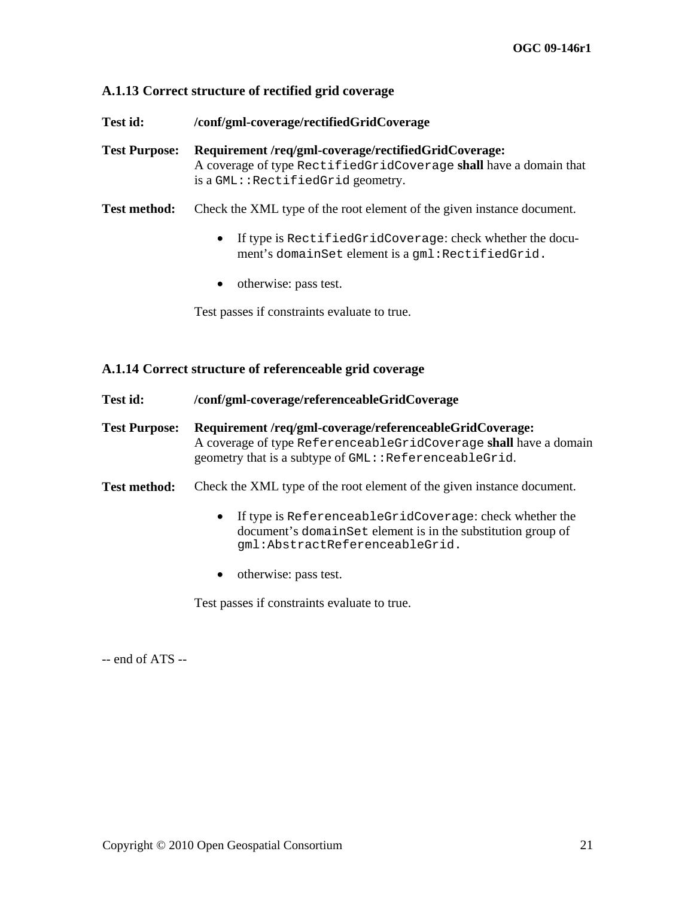### A.1.13 Correct structure of rectified grid coverage

**Test id:** **/conf/gml-coverage/rectifiedGridCoverage**

**Test Purpose:** **Requirement /req/gml-coverage/rectifiedGridCoverage:**
A coverage of type `RectifiedGridCoverage` **shall** have a domain that is a `GML::RectifiedGrid` geometry.

**Test method:** Check the XML type of the root element of the given instance document.

- If type is `RectifiedGridCoverage`: check whether the document's `domainSet` element is a `gml:RectifiedGrid`.
- otherwise: pass test.

Test passes if constraints evaluate to true.

### A.1.14 Correct structure of referenceable grid coverage

**Test id:** **/conf/gml-coverage/referenceableGridCoverage**

**Test Purpose:** **Requirement /req/gml-coverage/referenceableGridCoverage:**
A coverage of type `ReferenceableGridCoverage` **shall** have a domain geometry that is a subtype of `GML::ReferenceableGrid`.

**Test method:** Check the XML type of the root element of the given instance document.

- If type is `ReferenceableGridCoverage`: check whether the document's `domainSet` element is in the substitution group of `gml:AbstractReferenceableGrid`.
- otherwise: pass test.

Test passes if constraints evaluate to true.

-- end of ATS --